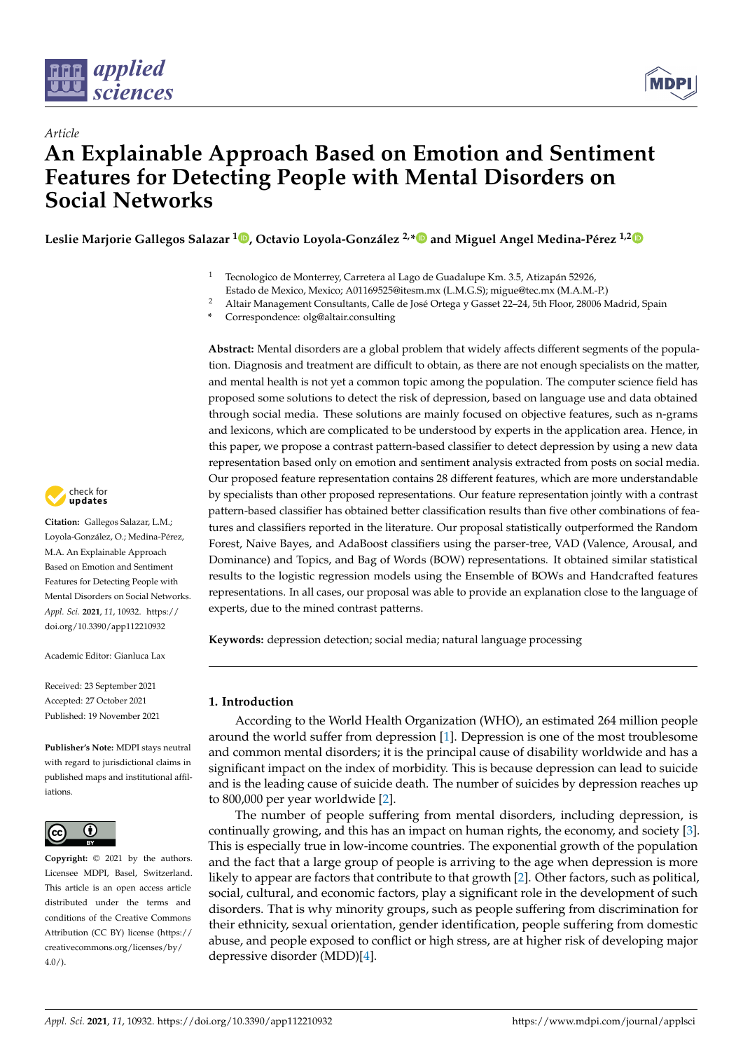*Article*

# An Explainable Approach Based on Emotion and Sentiment Features for Detecting People with Mental Disorders on Social Networks

**Leslie Marjorie Gallegos Salazar [1], Octavio Loyola-González [2,*] and Miguel Angel Medina-Pérez [1,2]**

[1] Tecnologico de Monterrey, Carretera al Lago de Guadalupe Km. 3.5, Atizapán 52926, Estado de Mexico, Mexico; A01169525@itesm.mx (L.M.G.S); migue@tec.mx (M.A.M.-P.)

[2] Altair Management Consultants, Calle de José Ortega y Gasset 22–24, 5th Floor, 28006 Madrid, Spain

* Correspondence: olg@altair.consulting

**Abstract:** Mental disorders are a global problem that widely affects different segments of the population. Diagnosis and treatment are difficult to obtain, as there are not enough specialists on the matter, and mental health is not yet a common topic among the population. The computer science field has proposed some solutions to detect the risk of depression, based on language use and data obtained through social media. These solutions are mainly focused on objective features, such as n-grams and lexicons, which are complicated to be understood by experts in the application area. Hence, in this paper, we propose a contrast pattern-based classifier to detect depression by using a new data representation based only on emotion and sentiment analysis extracted from posts on social media. Our proposed feature representation contains 28 different features, which are more understandable by specialists than other proposed representations. Our feature representation jointly with a contrast pattern-based classifier has obtained better classification results than five other combinations of features and classifiers reported in the literature. Our proposal statistically outperformed the Random Forest, Naive Bayes, and AdaBoost classifiers using the parser-tree, VAD (Valence, Arousal, and Dominance) and Topics, and Bag of Words (BOW) representations. It obtained similar statistical results to the logistic regression models using the Ensemble of BOWs and Handcrafted features representations. In all cases, our proposal was able to provide an explanation close to the language of experts, due to the mined contrast patterns.

**Keywords:** depression detection; social media; natural language processing

**Citation:** Gallegos Salazar, L.M.; Loyola-González, O.; Medina-Pérez, M.A. An Explainable Approach Based on Emotion and Sentiment Features for Detecting People with Mental Disorders on Social Networks. *Appl. Sci.* **2021**, *11*, 10932. https://doi.org/10.3390/app112210932

Academic Editor: Gianluca Lax

Received: 23 September 2021
Accepted: 27 October 2021
Published: 19 November 2021

**Publisher's Note:** MDPI stays neutral with regard to jurisdictional claims in published maps and institutional affiliations.

**Copyright:** © 2021 by the authors. Licensee MDPI, Basel, Switzerland. This article is an open access article distributed under the terms and conditions of the Creative Commons Attribution (CC BY) license (https://creativecommons.org/licenses/by/4.0/).

## 1. Introduction

According to the World Health Organization (WHO), an estimated 264 million people around the world suffer from depression [1]. Depression is one of the most troublesome and common mental disorders; it is the principal cause of disability worldwide and has a significant impact on the index of morbidity. This is because depression can lead to suicide and is the leading cause of suicide death. The number of suicides by depression reaches up to 800,000 per year worldwide [2].

The number of people suffering from mental disorders, including depression, is continually growing, and this has an impact on human rights, the economy, and society [3]. This is especially true in low-income countries. The exponential growth of the population and the fact that a large group of people is arriving to the age when depression is more likely to appear are factors that contribute to that growth [2]. Other factors, such as political, social, cultural, and economic factors, play a significant role in the development of such disorders. That is why minority groups, such as people suffering from discrimination for their ethnicity, sexual orientation, gender identification, people suffering from domestic abuse, and people exposed to conflict or high stress, are at higher risk of developing major depressive disorder (MDD)[4].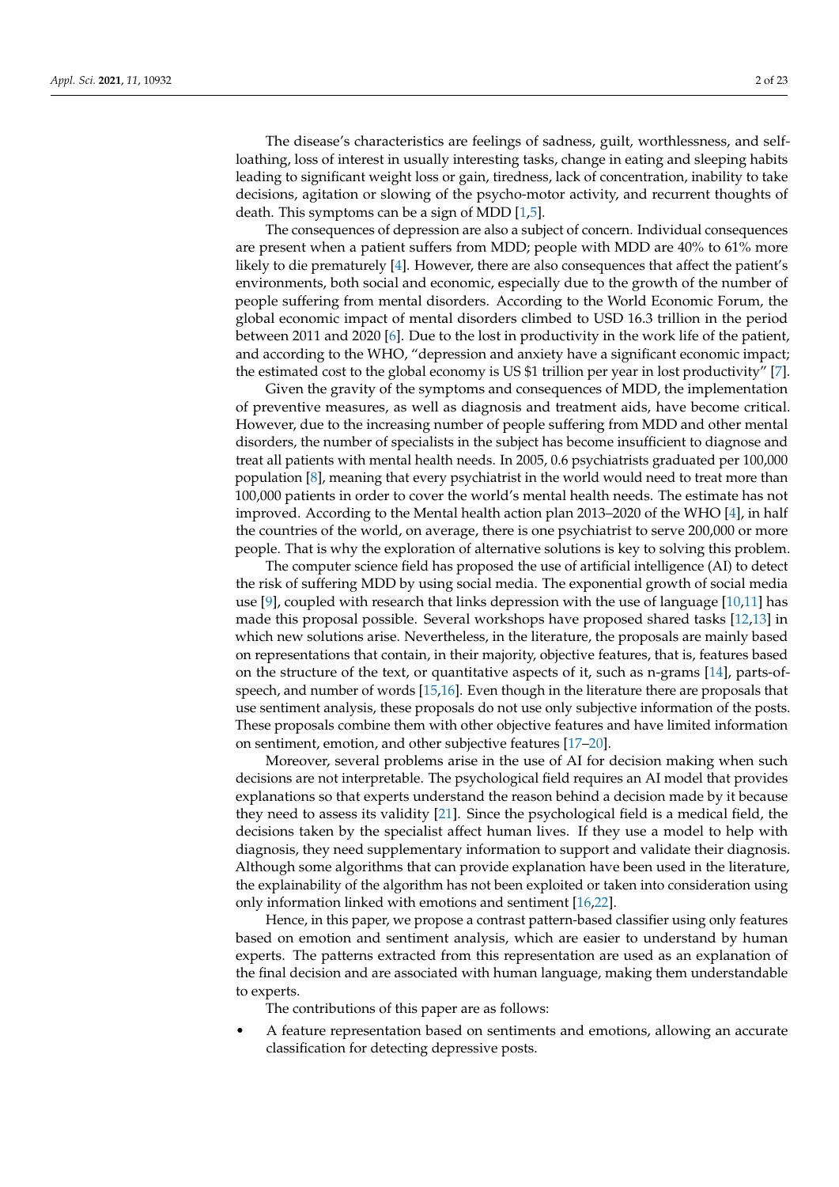The disease's characteristics are feelings of sadness, guilt, worthlessness, and self-loathing, loss of interest in usually interesting tasks, change in eating and sleeping habits leading to significant weight loss or gain, tiredness, lack of concentration, inability to take decisions, agitation or slowing of the psycho-motor activity, and recurrent thoughts of death. This symptoms can be a sign of MDD [1,5].

The consequences of depression are also a subject of concern. Individual consequences are present when a patient suffers from MDD; people with MDD are 40% to 61% more likely to die prematurely [4]. However, there are also consequences that affect the patient's environments, both social and economic, especially due to the growth of the number of people suffering from mental disorders. According to the World Economic Forum, the global economic impact of mental disorders climbed to USD 16.3 trillion in the period between 2011 and 2020 [6]. Due to the lost in productivity in the work life of the patient, and according to the WHO, "depression and anxiety have a significant economic impact; the estimated cost to the global economy is US $1 trillion per year in lost productivity" [7].

Given the gravity of the symptoms and consequences of MDD, the implementation of preventive measures, as well as diagnosis and treatment aids, have become critical. However, due to the increasing number of people suffering from MDD and other mental disorders, the number of specialists in the subject has become insufficient to diagnose and treat all patients with mental health needs. In 2005, 0.6 psychiatrists graduated per 100,000 population [8], meaning that every psychiatrist in the world would need to treat more than 100,000 patients in order to cover the world's mental health needs. The estimate has not improved. According to the Mental health action plan 2013–2020 of the WHO [4], in half the countries of the world, on average, there is one psychiatrist to serve 200,000 or more people. That is why the exploration of alternative solutions is key to solving this problem.

The computer science field has proposed the use of artificial intelligence (AI) to detect the risk of suffering MDD by using social media. The exponential growth of social media use [9], coupled with research that links depression with the use of language [10,11] has made this proposal possible. Several workshops have proposed shared tasks [12,13] in which new solutions arise. Nevertheless, in the literature, the proposals are mainly based on representations that contain, in their majority, objective features, that is, features based on the structure of the text, or quantitative aspects of it, such as n-grams [14], parts-of-speech, and number of words [15,16]. Even though in the literature there are proposals that use sentiment analysis, these proposals do not use only subjective information of the posts. These proposals combine them with other objective features and have limited information on sentiment, emotion, and other subjective features [17–20].

Moreover, several problems arise in the use of AI for decision making when such decisions are not interpretable. The psychological field requires an AI model that provides explanations so that experts understand the reason behind a decision made by it because they need to assess its validity [21]. Since the psychological field is a medical field, the decisions taken by the specialist affect human lives. If they use a model to help with diagnosis, they need supplementary information to support and validate their diagnosis. Although some algorithms that can provide explanation have been used in the literature, the explainability of the algorithm has not been exploited or taken into consideration using only information linked with emotions and sentiment [16,22].

Hence, in this paper, we propose a contrast pattern-based classifier using only features based on emotion and sentiment analysis, which are easier to understand by human experts. The patterns extracted from this representation are used as an explanation of the final decision and are associated with human language, making them understandable to experts.

The contributions of this paper are as follows:

- A feature representation based on sentiments and emotions, allowing an accurate classification for detecting depressive posts.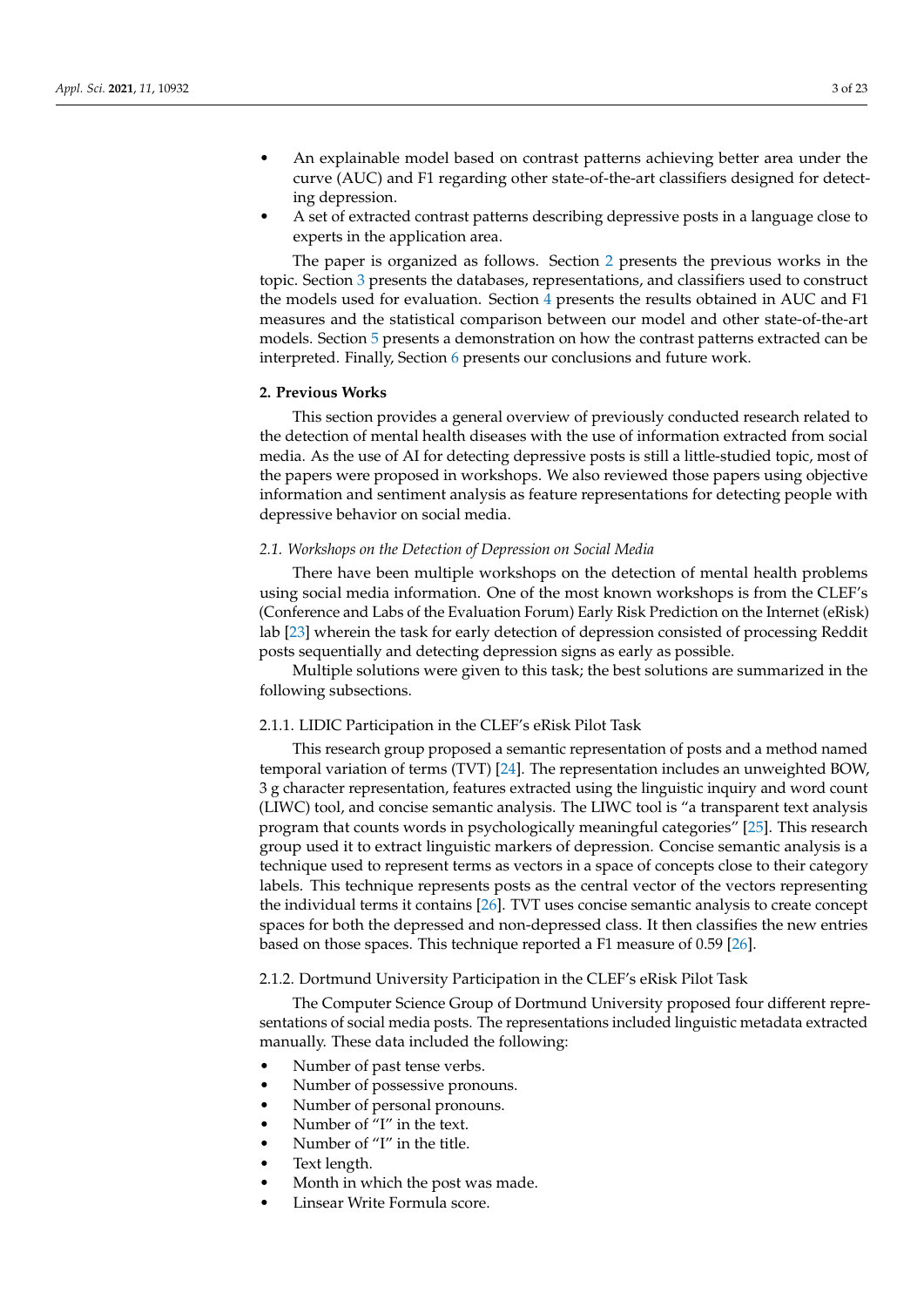- An explainable model based on contrast patterns achieving better area under the curve (AUC) and F1 regarding other state-of-the-art classifiers designed for detecting depression.
- A set of extracted contrast patterns describing depressive posts in a language close to experts in the application area.

The paper is organized as follows. Section 2 presents the previous works in the topic. Section 3 presents the databases, representations, and classifiers used to construct the models used for evaluation. Section 4 presents the results obtained in AUC and F1 measures and the statistical comparison between our model and other state-of-the-art models. Section 5 presents a demonstration on how the contrast patterns extracted can be interpreted. Finally, Section 6 presents our conclusions and future work.

## 2. Previous Works

This section provides a general overview of previously conducted research related to the detection of mental health diseases with the use of information extracted from social media. As the use of AI for detecting depressive posts is still a little-studied topic, most of the papers were proposed in workshops. We also reviewed those papers using objective information and sentiment analysis as feature representations for detecting people with depressive behavior on social media.

### *2.1. Workshops on the Detection of Depression on Social Media*

There have been multiple workshops on the detection of mental health problems using social media information. One of the most known workshops is from the CLEF's (Conference and Labs of the Evaluation Forum) Early Risk Prediction on the Internet (eRisk) lab [23] wherein the task for early detection of depression consisted of processing Reddit posts sequentially and detecting depression signs as early as possible.

Multiple solutions were given to this task; the best solutions are summarized in the following subsections.

#### 2.1.1. LIDIC Participation in the CLEF's eRisk Pilot Task

This research group proposed a semantic representation of posts and a method named temporal variation of terms (TVT) [24]. The representation includes an unweighted BOW, 3 g character representation, features extracted using the linguistic inquiry and word count (LIWC) tool, and concise semantic analysis. The LIWC tool is "a transparent text analysis program that counts words in psychologically meaningful categories" [25]. This research group used it to extract linguistic markers of depression. Concise semantic analysis is a technique used to represent terms as vectors in a space of concepts close to their category labels. This technique represents posts as the central vector of the vectors representing the individual terms it contains [26]. TVT uses concise semantic analysis to create concept spaces for both the depressed and non-depressed class. It then classifies the new entries based on those spaces. This technique reported a F1 measure of 0.59 [26].

#### 2.1.2. Dortmund University Participation in the CLEF's eRisk Pilot Task

The Computer Science Group of Dortmund University proposed four different representations of social media posts. The representations included linguistic metadata extracted manually. These data included the following:

- Number of past tense verbs.
- Number of possessive pronouns.
- Number of personal pronouns.
- Number of "I" in the text.
- Number of "I" in the title.
- Text length.
- Month in which the post was made.
- Linsear Write Formula score.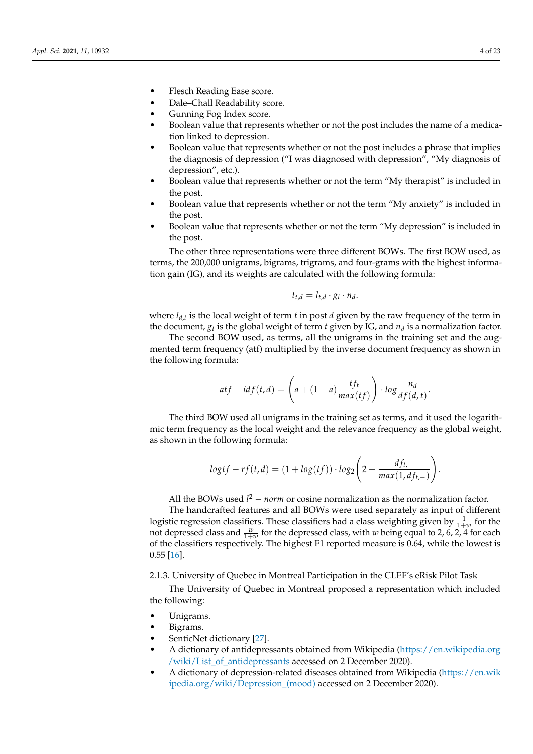- Flesch Reading Ease score.
- Dale–Chall Readability score.
- Gunning Fog Index score.
- Boolean value that represents whether or not the post includes the name of a medication linked to depression.
- Boolean value that represents whether or not the post includes a phrase that implies the diagnosis of depression (“I was diagnosed with depression”, “My diagnosis of depression”, etc.).
- Boolean value that represents whether or not the term “My therapist” is included in the post.
- Boolean value that represents whether or not the term “My anxiety” is included in the post.
- Boolean value that represents whether or not the term “My depression” is included in the post.

The other three representations were three different BOWs. The first BOW used, as terms, the 200,000 unigrams, bigrams, trigrams, and four-grams with the highest information gain (IG), and its weights are calculated with the following formula:

$$t_{t,d} = l_{t,d} \cdot g_t \cdot n_d.$$

where $l_{d,t}$ is the local weight of term $t$ in post $d$ given by the raw frequency of the term in the document, $g_t$ is the global weight of term $t$ given by IG, and $n_d$ is a normalization factor.

The second BOW used, as terms, all the unigrams in the training set and the augmented term frequency (atf) multiplied by the inverse document frequency as shown in the following formula:

$$atf-idf(t,d) = \left(a + (1-a)\frac{tf_t}{max(tf)}\right) \cdot log\frac{n_d}{df(d,t)}.$$

The third BOW used all unigrams in the training set as terms, and it used the logarithmic term frequency as the local weight and the relevance frequency as the global weight, as shown in the following formula:

$$logtf-rf(t,d) = (1 + log(tf)) \cdot log_2\left(2 + \frac{df_{t,+}}{max(1, df_{t,-})}\right).$$

All the BOWs used $l^2-norm$ or cosine normalization as the normalization factor.

The handcrafted features and all BOWs were used separately as input of different logistic regression classifiers. These classifiers had a class weighting given by $\frac{1}{1+w}$ for the not depressed class and $\frac{w}{1+w}$ for the depressed class, with $w$ being equal to 2, 6, 2, 4 for each of the classifiers respectively. The highest F1 reported measure is 0.64, while the lowest is 0.55 [16].

#### 2.1.3. University of Quebec in Montreal Participation in the CLEF’s eRisk Pilot Task

The University of Quebec in Montreal proposed a representation which included the following:

- Unigrams.
- Bigrams.
- SenticNet dictionary [27].
- A dictionary of antidepressants obtained from Wikipedia (https://en.wikipedia.org/wiki/List_of_antidepressants accessed on 2 December 2020).
- A dictionary of depression-related diseases obtained from Wikipedia (https://en.wikipedia.org/wiki/Depression_(mood) accessed on 2 December 2020).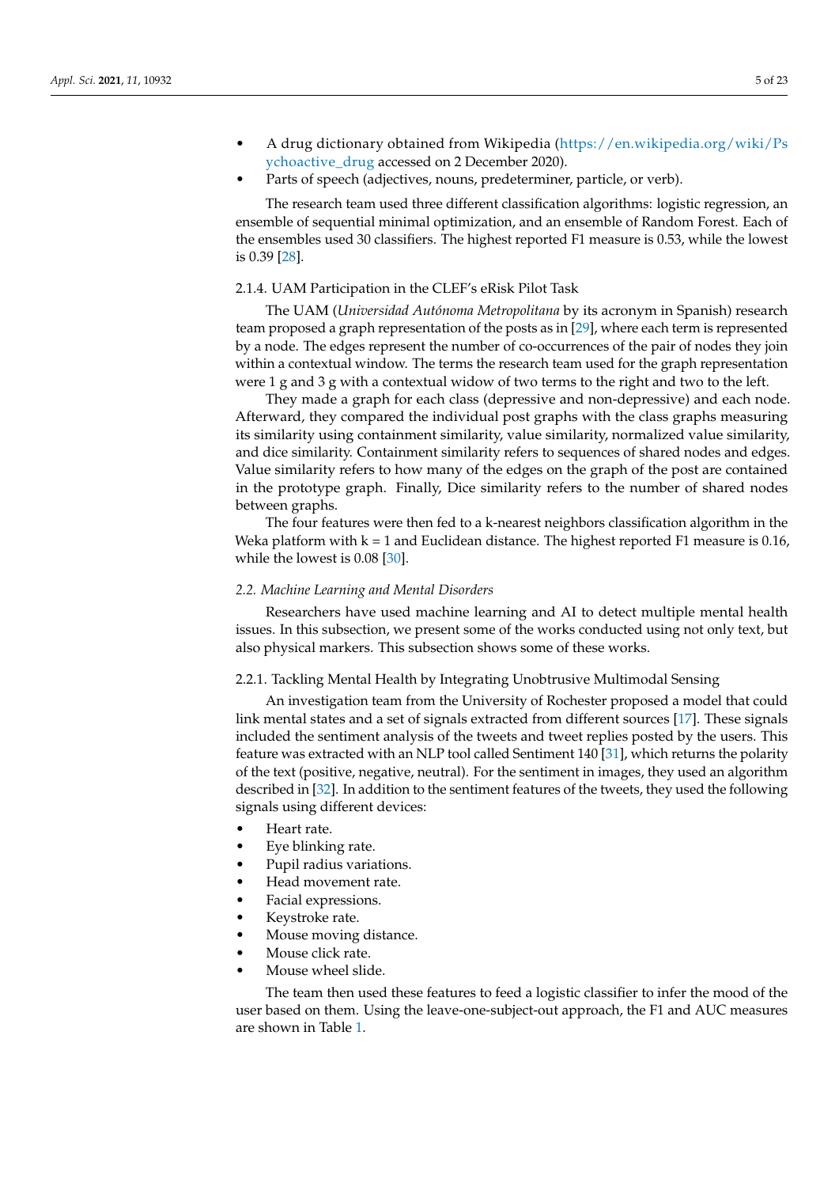- A drug dictionary obtained from Wikipedia (https://en.wikipedia.org/wiki/Psychoactive_drug accessed on 2 December 2020).
- Parts of speech (adjectives, nouns, predeterminer, particle, or verb).

The research team used three different classification algorithms: logistic regression, an ensemble of sequential minimal optimization, and an ensemble of Random Forest. Each of the ensembles used 30 classifiers. The highest reported F1 measure is 0.53, while the lowest is 0.39 [28].

#### 2.1.4. UAM Participation in the CLEF's eRisk Pilot Task

The UAM (*Universidad Autónoma Metropolitana* by its acronym in Spanish) research team proposed a graph representation of the posts as in [29], where each term is represented by a node. The edges represent the number of co-occurrences of the pair of nodes they join within a contextual window. The terms the research team used for the graph representation were 1 g and 3 g with a contextual widow of two terms to the right and two to the left.

They made a graph for each class (depressive and non-depressive) and each node. Afterward, they compared the individual post graphs with the class graphs measuring its similarity using containment similarity, value similarity, normalized value similarity, and dice similarity. Containment similarity refers to sequences of shared nodes and edges. Value similarity refers to how many of the edges on the graph of the post are contained in the prototype graph. Finally, Dice similarity refers to the number of shared nodes between graphs.

The four features were then fed to a k-nearest neighbors classification algorithm in the Weka platform with k = 1 and Euclidean distance. The highest reported F1 measure is 0.16, while the lowest is 0.08 [30].

### *2.2. Machine Learning and Mental Disorders*

Researchers have used machine learning and AI to detect multiple mental health issues. In this subsection, we present some of the works conducted using not only text, but also physical markers. This subsection shows some of these works.

#### 2.2.1. Tackling Mental Health by Integrating Unobtrusive Multimodal Sensing

An investigation team from the University of Rochester proposed a model that could link mental states and a set of signals extracted from different sources [17]. These signals included the sentiment analysis of the tweets and tweet replies posted by the users. This feature was extracted with an NLP tool called Sentiment 140 [31], which returns the polarity of the text (positive, negative, neutral). For the sentiment in images, they used an algorithm described in [32]. In addition to the sentiment features of the tweets, they used the following signals using different devices:

- Heart rate.
- Eye blinking rate.
- Pupil radius variations.
- Head movement rate.
- Facial expressions.
- Keystroke rate.
- Mouse moving distance.
- Mouse click rate.
- Mouse wheel slide.

The team then used these features to feed a logistic classifier to infer the mood of the user based on them. Using the leave-one-subject-out approach, the F1 and AUC measures are shown in Table 1.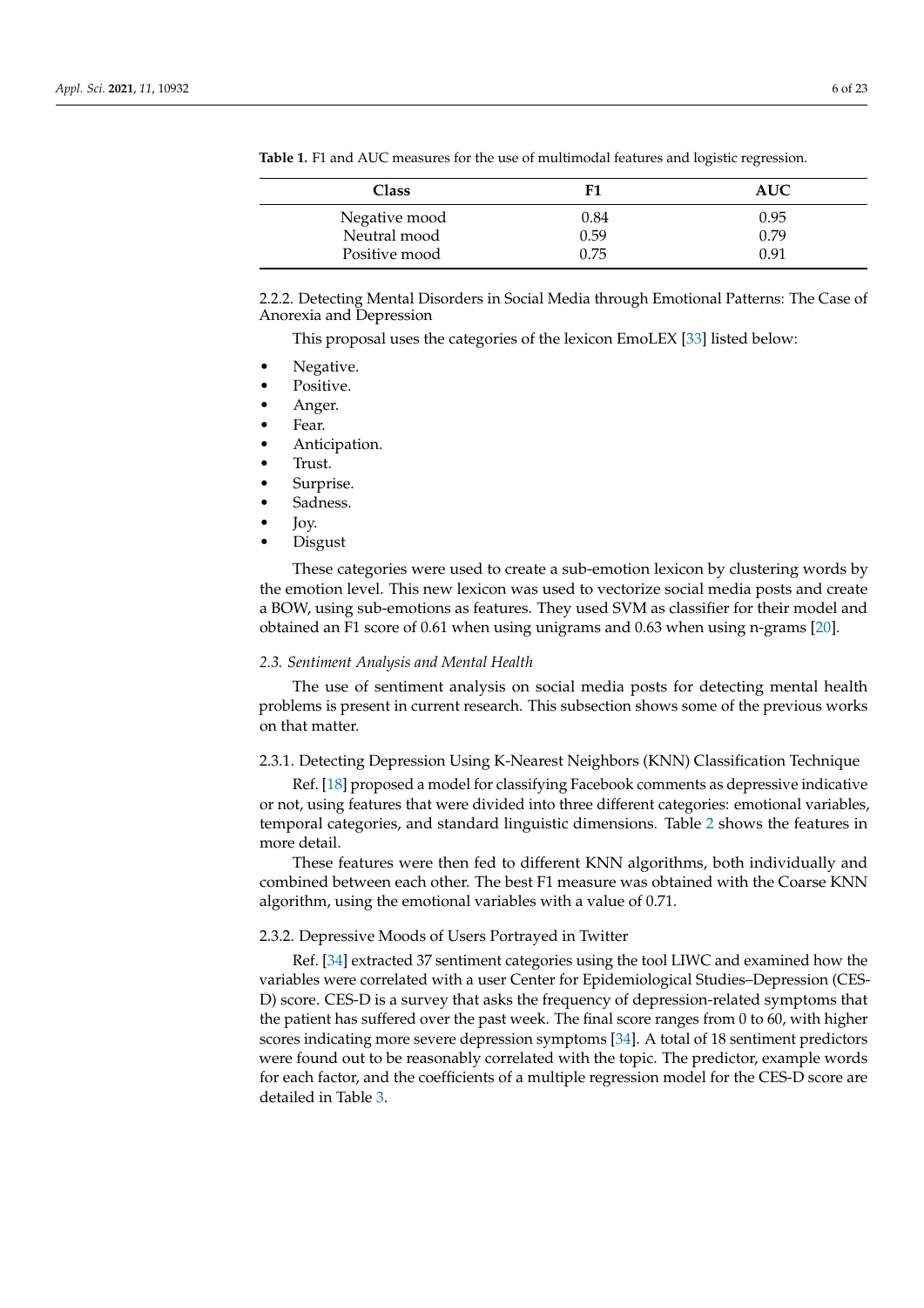**Table 1.** F1 and AUC measures for the use of multimodal features and logistic regression.

| Class | F1 | AUC |
|---|---|---|
| Negative mood | 0.84 | 0.95 |
| Neutral mood | 0.59 | 0.79 |
| Positive mood | 0.75 | 0.91 |

#### 2.2.2. Detecting Mental Disorders in Social Media through Emotional Patterns: The Case of Anorexia and Depression

This proposal uses the categories of the lexicon EmoLEX [33] listed below:

- Negative.
- Positive.
- Anger.
- Fear.
- Anticipation.
- Trust.
- Surprise.
- Sadness.
- Joy.
- Disgust

These categories were used to create a sub-emotion lexicon by clustering words by the emotion level. This new lexicon was used to vectorize social media posts and create a BOW, using sub-emotions as features. They used SVM as classifier for their model and obtained an F1 score of 0.61 when using unigrams and 0.63 when using n-grams [20].

### *2.3. Sentiment Analysis and Mental Health*

The use of sentiment analysis on social media posts for detecting mental health problems is present in current research. This subsection shows some of the previous works on that matter.

#### 2.3.1. Detecting Depression Using K-Nearest Neighbors (KNN) Classification Technique

Ref. [18] proposed a model for classifying Facebook comments as depressive indicative or not, using features that were divided into three different categories: emotional variables, temporal categories, and standard linguistic dimensions. Table 2 shows the features in more detail.

These features were then fed to different KNN algorithms, both individually and combined between each other. The best F1 measure was obtained with the Coarse KNN algorithm, using the emotional variables with a value of 0.71.

#### 2.3.2. Depressive Moods of Users Portrayed in Twitter

Ref. [34] extracted 37 sentiment categories using the tool LIWC and examined how the variables were correlated with a user Center for Epidemiological Studies–Depression (CES-D) score. CES-D is a survey that asks the frequency of depression-related symptoms that the patient has suffered over the past week. The final score ranges from 0 to 60, with higher scores indicating more severe depression symptoms [34]. A total of 18 sentiment predictors were found out to be reasonably correlated with the topic. The predictor, example words for each factor, and the coefficients of a multiple regression model for the CES-D score are detailed in Table 3.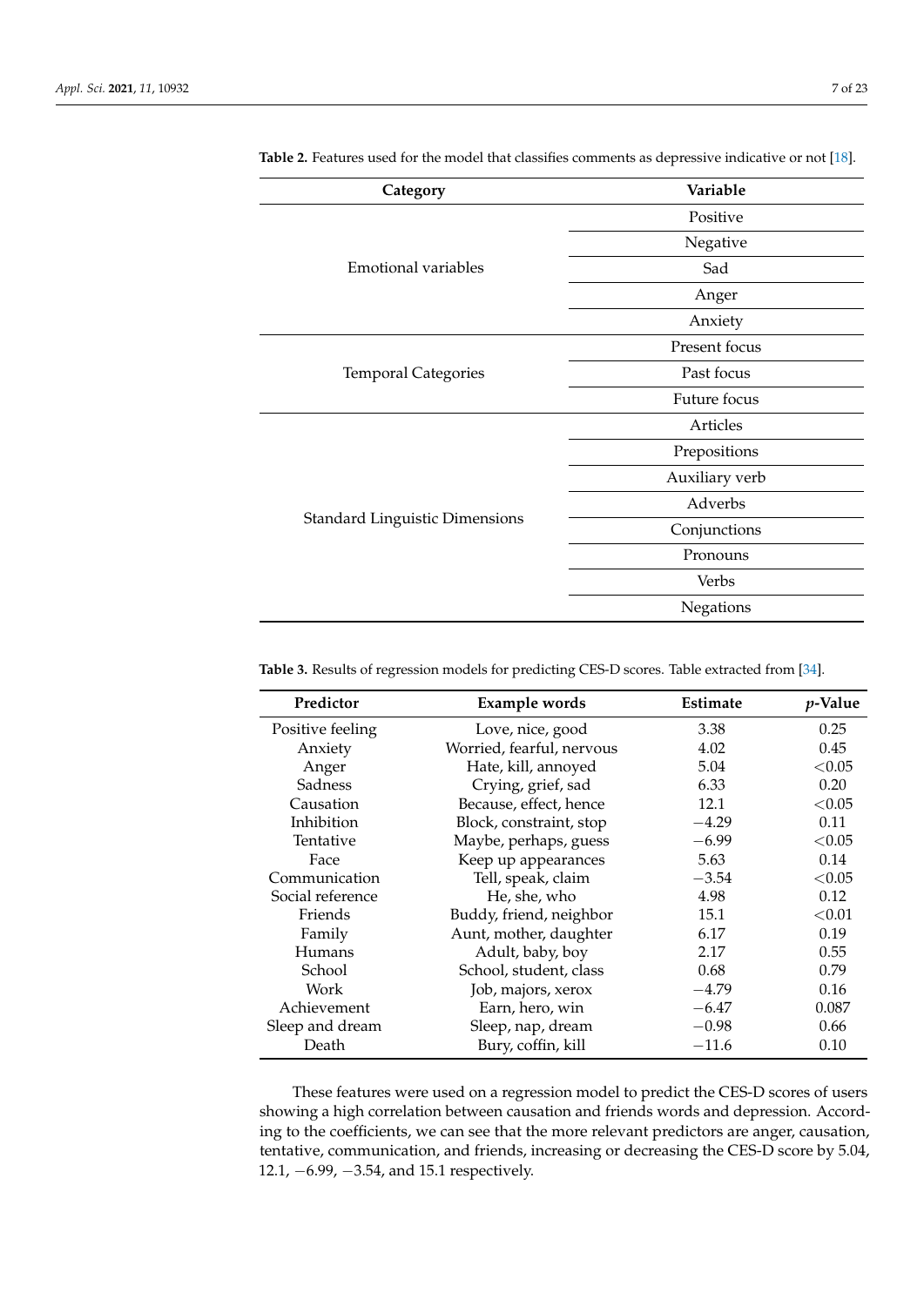**Table 2.** Features used for the model that classifies comments as depressive indicative or not [18].

| Category | Variable |
|---|---|
| Emotional variables | Positive |
| | Negative |
| | Sad |
| | Anger |
| | Anxiety |
| Temporal Categories | Present focus |
| | Past focus |
| | Future focus |
| Standard Linguistic Dimensions | Articles |
| | Prepositions |
| | Auxiliary verb |
| | Adverbs |
| | Conjunctions |
| | Pronouns |
| | Verbs |
| | Negations |

**Table 3.** Results of regression models for predicting CES-D scores. Table extracted from [34].

| Predictor | Example words | Estimate | *p*-Value |
|---|---|---|---|
| Positive feeling | Love, nice, good | 3.38 | 0.25 |
| Anxiety | Worried, fearful, nervous | 4.02 | 0.45 |
| Anger | Hate, kill, annoyed | 5.04 | <0.05 |
| Sadness | Crying, grief, sad | 6.33 | 0.20 |
| Causation | Because, effect, hence | 12.1 | <0.05 |
| Inhibition | Block, constraint, stop | −4.29 | 0.11 |
| Tentative | Maybe, perhaps, guess | −6.99 | <0.05 |
| Face | Keep up appearances | 5.63 | 0.14 |
| Communication | Tell, speak, claim | −3.54 | <0.05 |
| Social reference | He, she, who | 4.98 | 0.12 |
| Friends | Buddy, friend, neighbor | 15.1 | <0.01 |
| Family | Aunt, mother, daughter | 6.17 | 0.19 |
| Humans | Adult, baby, boy | 2.17 | 0.55 |
| School | School, student, class | 0.68 | 0.79 |
| Work | Job, majors, xerox | −4.79 | 0.16 |
| Achievement | Earn, hero, win | −6.47 | 0.087 |
| Sleep and dream | Sleep, nap, dream | −0.98 | 0.66 |
| Death | Bury, coffin, kill | −11.6 | 0.10 |

These features were used on a regression model to predict the CES-D scores of users showing a high correlation between causation and friends words and depression. According to the coefficients, we can see that the more relevant predictors are anger, causation, tentative, communication, and friends, increasing or decreasing the CES-D score by 5.04, 12.1, −6.99, −3.54, and 15.1 respectively.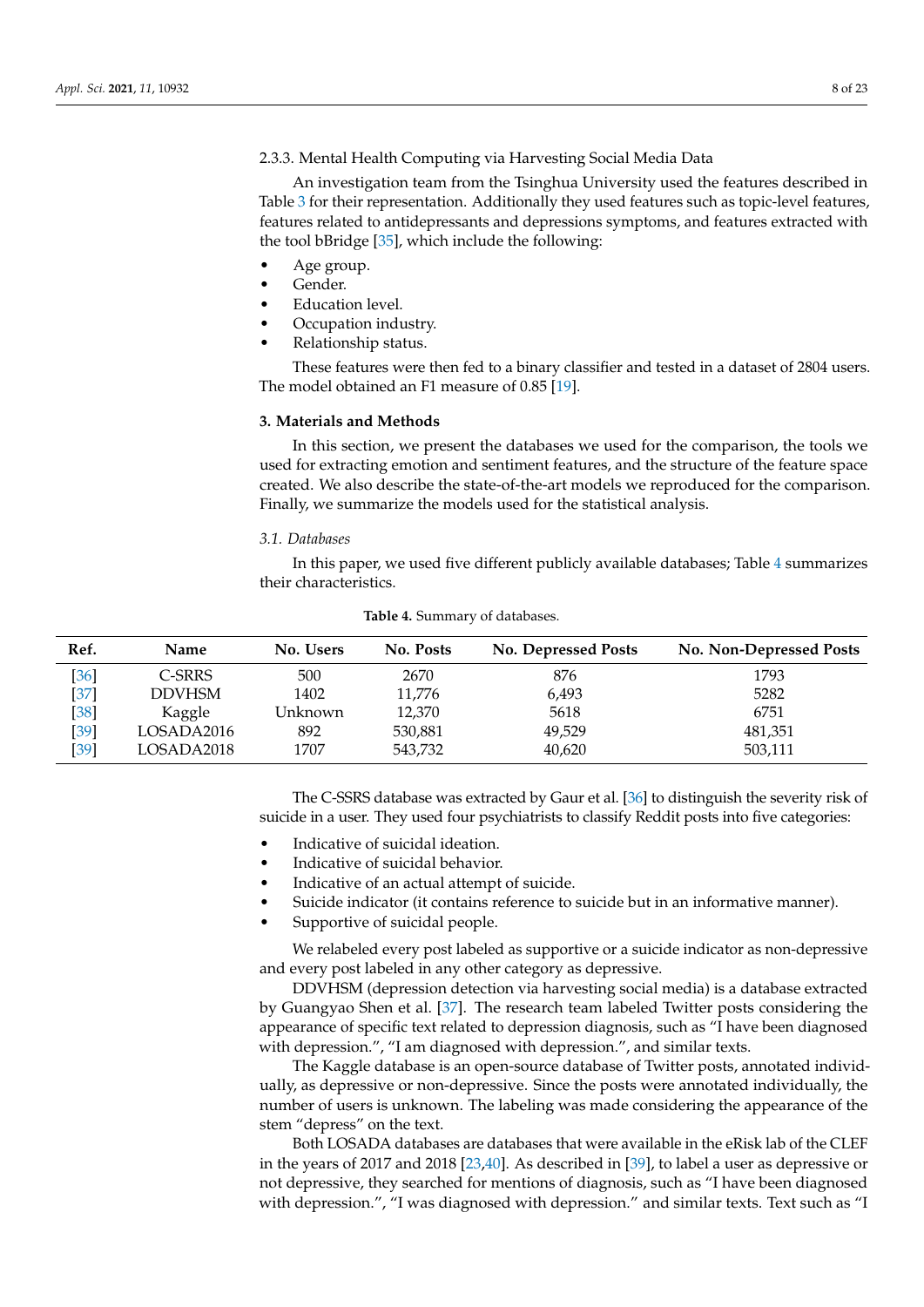#### 2.3.3. Mental Health Computing via Harvesting Social Media Data

An investigation team from the Tsinghua University used the features described in Table 3 for their representation. Additionally they used features such as topic-level features, features related to antidepressants and depressions symptoms, and features extracted with the tool bBridge [35], which include the following:

- Age group.
- Gender.
- Education level.
- Occupation industry.
- Relationship status.

These features were then fed to a binary classifier and tested in a dataset of 2804 users. The model obtained an F1 measure of 0.85 [19].

## 3. Materials and Methods

In this section, we present the databases we used for the comparison, the tools we used for extracting emotion and sentiment features, and the structure of the feature space created. We also describe the state-of-the-art models we reproduced for the comparison. Finally, we summarize the models used for the statistical analysis.

### *3.1. Databases*

In this paper, we used five different publicly available databases; Table 4 summarizes their characteristics.

**Table 4.** Summary of databases.

| Ref. | Name | No. Users | No. Posts | No. Depressed Posts | No. Non-Depressed Posts |
|---|---|---|---|---|---|
| [36] | C-SRRS | 500 | 2670 | 876 | 1793 |
| [37] | DDVHSM | 1402 | 11,776 | 6,493 | 5282 |
| [38] | Kaggle | Unknown | 12,370 | 5618 | 6751 |
| [39] | LOSADA2016 | 892 | 530,881 | 49,529 | 481,351 |
| [39] | LOSADA2018 | 1707 | 543,732 | 40,620 | 503,111 |

The C-SSRS database was extracted by Gaur et al. [36] to distinguish the severity risk of suicide in a user. They used four psychiatrists to classify Reddit posts into five categories:

- Indicative of suicidal ideation.
- Indicative of suicidal behavior.
- Indicative of an actual attempt of suicide.
- Suicide indicator (it contains reference to suicide but in an informative manner).
- Supportive of suicidal people.

We relabeled every post labeled as supportive or a suicide indicator as non-depressive and every post labeled in any other category as depressive.

DDVHSM (depression detection via harvesting social media) is a database extracted by Guangyao Shen et al. [37]. The research team labeled Twitter posts considering the appearance of specific text related to depression diagnosis, such as "I have been diagnosed with depression.", "I am diagnosed with depression.", and similar texts.

The Kaggle database is an open-source database of Twitter posts, annotated individually, as depressive or non-depressive. Since the posts were annotated individually, the number of users is unknown. The labeling was made considering the appearance of the stem "depress" on the text.

Both LOSADA databases are databases that were available in the eRisk lab of the CLEF in the years of 2017 and 2018 [23,40]. As described in [39], to label a user as depressive or not depressive, they searched for mentions of diagnosis, such as "I have been diagnosed with depression.", "I was diagnosed with depression." and similar texts. Text such as "I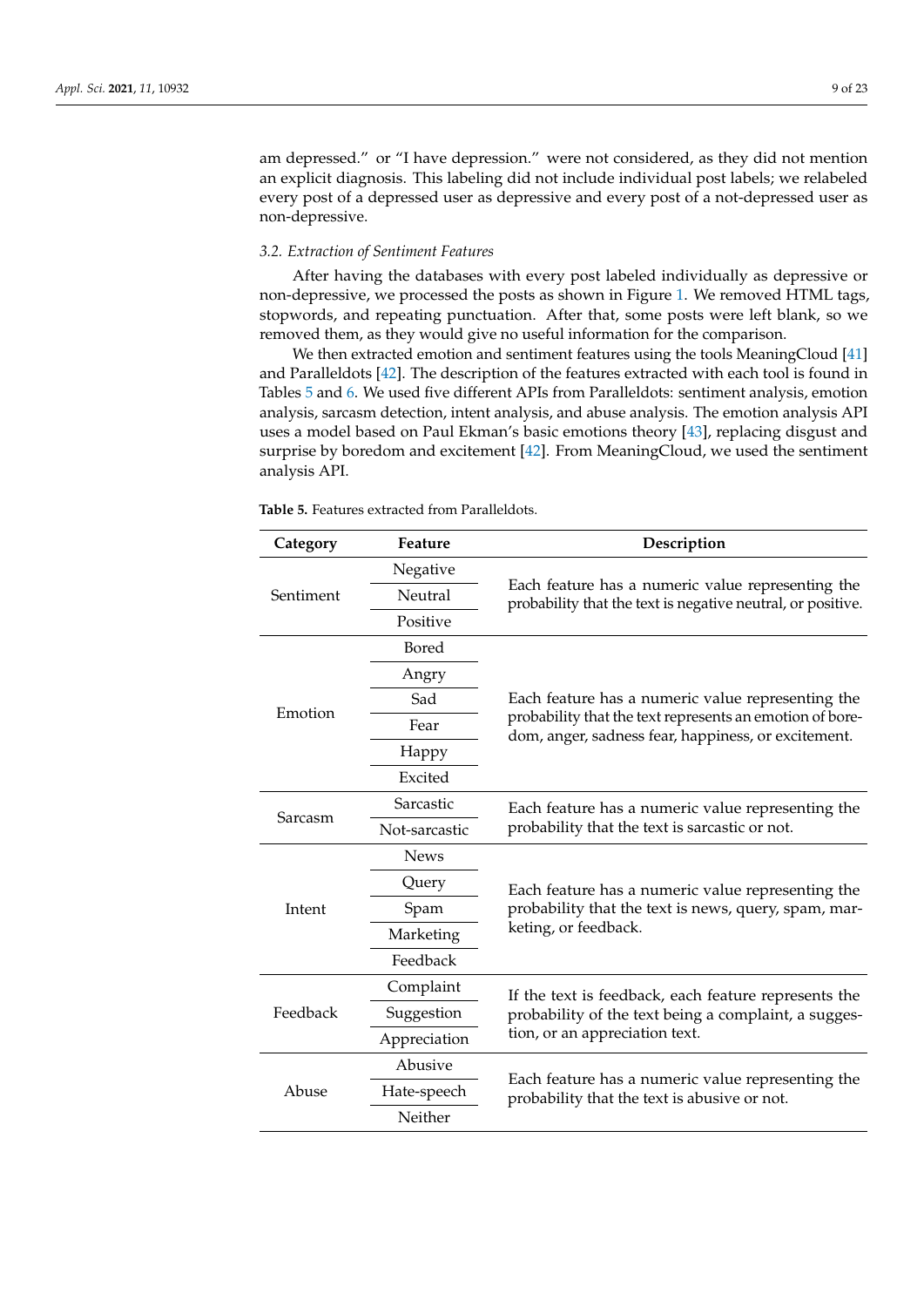am depressed." or "I have depression." were not considered, as they did not mention an explicit diagnosis. This labeling did not include individual post labels; we relabeled every post of a depressed user as depressive and every post of a not-depressed user as non-depressive.

### *3.2. Extraction of Sentiment Features*

After having the databases with every post labeled individually as depressive or non-depressive, we processed the posts as shown in Figure 1. We removed HTML tags, stopwords, and repeating punctuation. After that, some posts were left blank, so we removed them, as they would give no useful information for the comparison.

We then extracted emotion and sentiment features using the tools MeaningCloud [41] and Paralleldots [42]. The description of the features extracted with each tool is found in Tables 5 and 6. We used five different APIs from Paralleldots: sentiment analysis, emotion analysis, sarcasm detection, intent analysis, and abuse analysis. The emotion analysis API uses a model based on Paul Ekman's basic emotions theory [43], replacing disgust and surprise by boredom and excitement [42]. From MeaningCloud, we used the sentiment analysis API.

**Table 5.** Features extracted from Paralleldots.

| Category | Feature | Description |
|---|---|---|
| Sentiment | Negative | Each feature has a numeric value representing the probability that the text is negative neutral, or positive. |
| | Neutral | |
| | Positive | |
| Emotion | Bored | Each feature has a numeric value representing the probability that the text represents an emotion of boredom, anger, sadness fear, happiness, or excitement. |
| | Angry | |
| | Sad | |
| | Fear | |
| | Happy | |
| | Excited | |
| Sarcasm | Sarcastic | Each feature has a numeric value representing the probability that the text is sarcastic or not. |
| | Not-sarcastic | |
| Intent | News | Each feature has a numeric value representing the probability that the text is news, query, spam, marketing, or feedback. |
| | Query | |
| | Spam | |
| | Marketing | |
| | Feedback | |
| Feedback | Complaint | If the text is feedback, each feature represents the probability of the text being a complaint, a suggestion, or an appreciation text. |
| | Suggestion | |
| | Appreciation | |
| Abuse | Abusive | Each feature has a numeric value representing the probability that the text is abusive or not. |
| | Hate-speech | |
| | Neither | |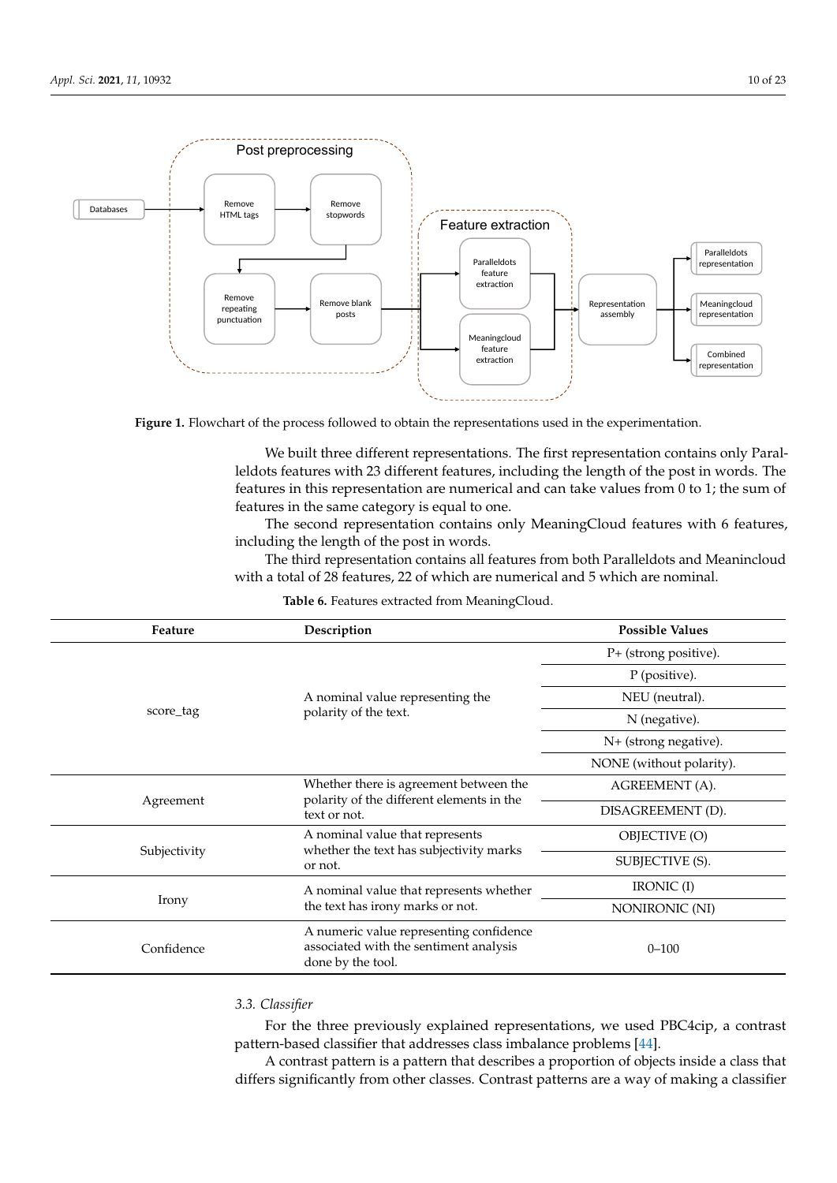Figure 1. Flowchart of the process followed to obtain the representations used in the experimentation.

We built three different representations. The first representation contains only Paralleldots features with 23 different features, including the length of the post in words. The features in this representation are numerical and can take values from 0 to 1; the sum of features in the same category is equal to one.

The second representation contains only MeaningCloud features with 6 features, including the length of the post in words.

The third representation contains all features from both Paralleldots and Meanincloud with a total of 28 features, 22 of which are numerical and 5 which are nominal.

**Table 6.** Features extracted from MeaningCloud.

| Feature | Description | Possible Values |
|---|---|---|
| score_tag | A nominal value representing the polarity of the text. | P+ (strong positive). |
| | | P (positive). |
| | | NEU (neutral). |
| | | N (negative). |
| | | N+ (strong negative). |
| | | NONE (without polarity). |
| Agreement | Whether there is agreement between the polarity of the different elements in the text or not. | AGREEMENT (A). |
| | | DISAGREEMENT (D). |
| Subjectivity | A nominal value that represents whether the text has subjectivity marks or not. | OBJECTIVE (O) |
| | | SUBJECTIVE (S). |
| Irony | A nominal value that represents whether the text has irony marks or not. | IRONIC (I) |
| | | NONIRONIC (NI) |
| Confidence | A numeric value representing confidence associated with the sentiment analysis done by the tool. | 0–100 |

### 3.3. Classifier

For the three previously explained representations, we used PBC4cip, a contrast pattern-based classifier that addresses class imbalance problems [44].

A contrast pattern is a pattern that describes a proportion of objects inside a class that differs significantly from other classes. Contrast patterns are a way of making a classifier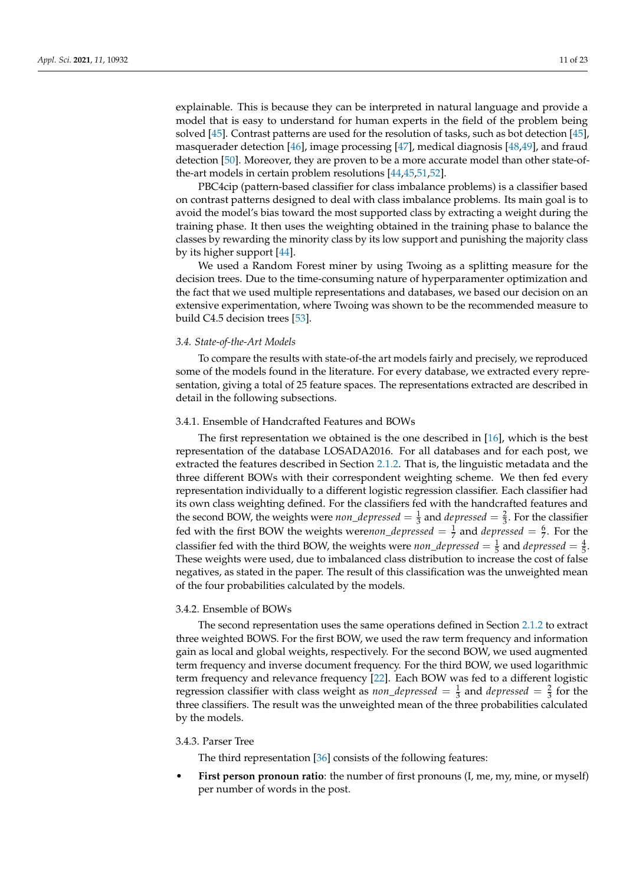explainable. This is because they can be interpreted in natural language and provide a model that is easy to understand for human experts in the field of the problem being solved [45]. Contrast patterns are used for the resolution of tasks, such as bot detection [45], masquerader detection [46], image processing [47], medical diagnosis [48,49], and fraud detection [50]. Moreover, they are proven to be a more accurate model than other state-of-the-art models in certain problem resolutions [44,45,51,52].

PBC4cip (pattern-based classifier for class imbalance problems) is a classifier based on contrast patterns designed to deal with class imbalance problems. Its main goal is to avoid the model's bias toward the most supported class by extracting a weight during the training phase. It then uses the weighting obtained in the training phase to balance the classes by rewarding the minority class by its low support and punishing the majority class by its higher support [44].

We used a Random Forest miner by using Twoing as a splitting measure for the decision trees. Due to the time-consuming nature of hyperparamenter optimization and the fact that we used multiple representations and databases, we based our decision on an extensive experimentation, where Twoing was shown to be the recommended measure to build C4.5 decision trees [53].

### 3.4. State-of-the-Art Models

To compare the results with state-of-the art models fairly and precisely, we reproduced some of the models found in the literature. For every database, we extracted every representation, giving a total of 25 feature spaces. The representations extracted are described in detail in the following subsections.

#### 3.4.1. Ensemble of Handcrafted Features and BOWs

The first representation we obtained is the one described in [16], which is the best representation of the database LOSADA2016. For all databases and for each post, we extracted the features described in Section 2.1.2. That is, the linguistic metadata and the three different BOWs with their correspondent weighting scheme. We then fed every representation individually to a different logistic regression classifier. Each classifier had its own class weighting defined. For the classifiers fed with the handcrafted features and the second BOW, the weights were $non\_depressed = \frac{1}{3}$ and $depressed = \frac{2}{3}$. For the classifier fed with the first BOW the weights were$non\_depressed = \frac{1}{7}$ and $depressed = \frac{6}{7}$. For the classifier fed with the third BOW, the weights were $non\_depressed = \frac{1}{5}$ and $depressed = \frac{4}{5}$. These weights were used, due to imbalanced class distribution to increase the cost of false negatives, as stated in the paper. The result of this classification was the unweighted mean of the four probabilities calculated by the models.

#### 3.4.2. Ensemble of BOWs

The second representation uses the same operations defined in Section 2.1.2 to extract three weighted BOWS. For the first BOW, we used the raw term frequency and information gain as local and global weights, respectively. For the second BOW, we used augmented term frequency and inverse document frequency. For the third BOW, we used logarithmic term frequency and relevance frequency [22]. Each BOW was fed to a different logistic regression classifier with class weight as $non\_depressed = \frac{1}{3}$ and $depressed = \frac{2}{3}$ for the three classifiers. The result was the unweighted mean of the three probabilities calculated by the models.

#### 3.4.3. Parser Tree

The third representation [36] consists of the following features:

- **First person pronoun ratio**: the number of first pronouns (I, me, my, mine, or myself) per number of words in the post.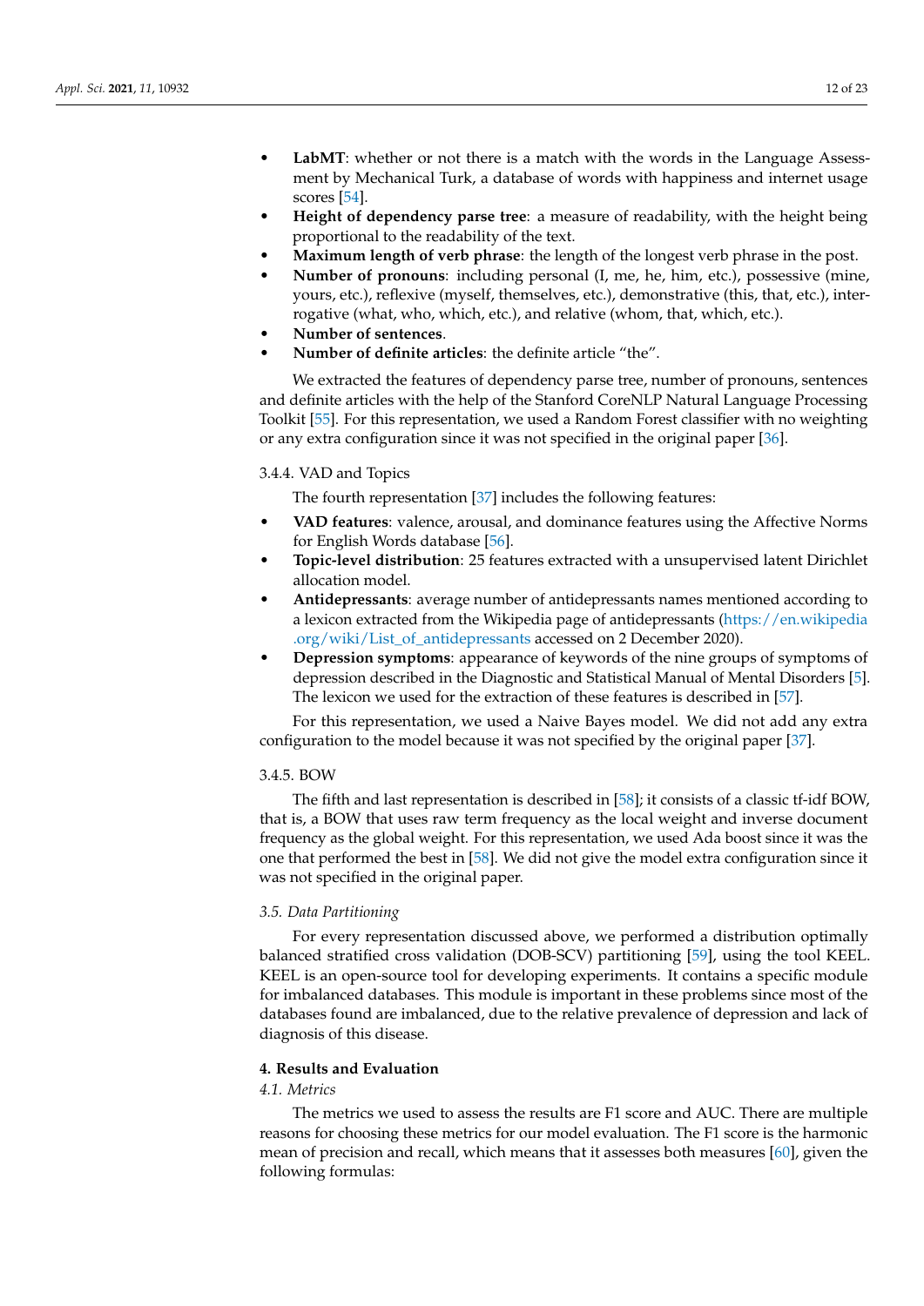- **LabMT**: whether or not there is a match with the words in the Language Assessment by Mechanical Turk, a database of words with happiness and internet usage scores [54].
- **Height of dependency parse tree**: a measure of readability, with the height being proportional to the readability of the text.
- **Maximum length of verb phrase**: the length of the longest verb phrase in the post.
- **Number of pronouns**: including personal (I, me, he, him, etc.), possessive (mine, yours, etc.), reflexive (myself, themselves, etc.), demonstrative (this, that, etc.), interrogative (what, who, which, etc.), and relative (whom, that, which, etc.).
- **Number of sentences**.
- **Number of definite articles**: the definite article "the".

We extracted the features of dependency parse tree, number of pronouns, sentences and definite articles with the help of the Stanford CoreNLP Natural Language Processing Toolkit [55]. For this representation, we used a Random Forest classifier with no weighting or any extra configuration since it was not specified in the original paper [36].

#### 3.4.4. VAD and Topics

The fourth representation [37] includes the following features:

- **VAD features**: valence, arousal, and dominance features using the Affective Norms for English Words database [56].
- **Topic-level distribution**: 25 features extracted with a unsupervised latent Dirichlet allocation model.
- **Antidepressants**: average number of antidepressants names mentioned according to a lexicon extracted from the Wikipedia page of antidepressants (https://en.wikipedia.org/wiki/List_of_antidepressants accessed on 2 December 2020).
- **Depression symptoms**: appearance of keywords of the nine groups of symptoms of depression described in the Diagnostic and Statistical Manual of Mental Disorders [5]. The lexicon we used for the extraction of these features is described in [57].

For this representation, we used a Naive Bayes model. We did not add any extra configuration to the model because it was not specified by the original paper [37].

#### 3.4.5. BOW

The fifth and last representation is described in [58]; it consists of a classic tf-idf BOW, that is, a BOW that uses raw term frequency as the local weight and inverse document frequency as the global weight. For this representation, we used Ada boost since it was the one that performed the best in [58]. We did not give the model extra configuration since it was not specified in the original paper.

### *3.5. Data Partitioning*

For every representation discussed above, we performed a distribution optimally balanced stratified cross validation (DOB-SCV) partitioning [59], using the tool KEEL. KEEL is an open-source tool for developing experiments. It contains a specific module for imbalanced databases. This module is important in these problems since most of the databases found are imbalanced, due to the relative prevalence of depression and lack of diagnosis of this disease.

## 4. Results and Evaluation

### *4.1. Metrics*

The metrics we used to assess the results are F1 score and AUC. There are multiple reasons for choosing these metrics for our model evaluation. The F1 score is the harmonic mean of precision and recall, which means that it assesses both measures [60], given the following formulas: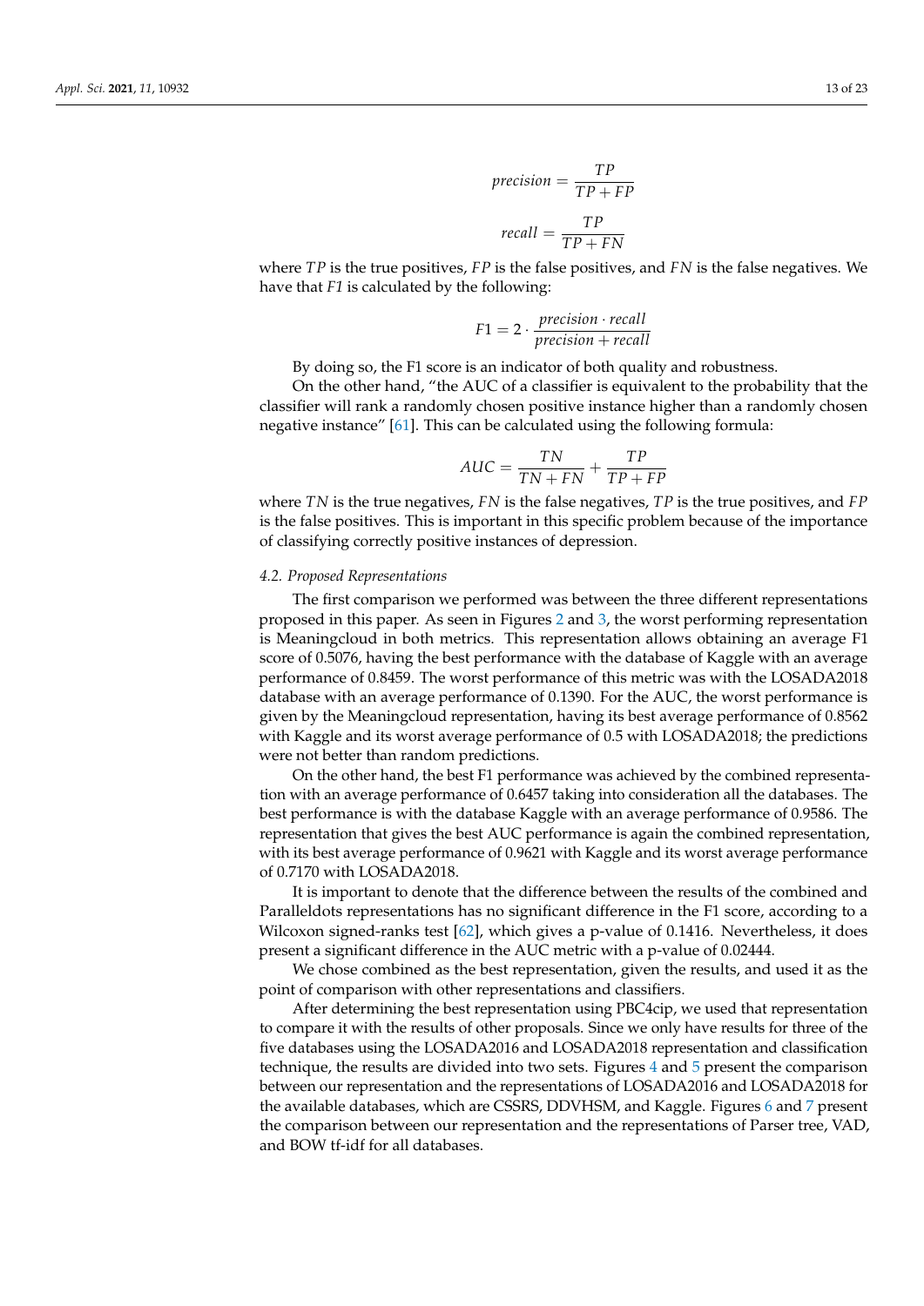$$precision = \frac{TP}{TP + FP}$$

$$recall = \frac{TP}{TP + FN}$$

where $TP$ is the true positives, $FP$ is the false positives, and $FN$ is the false negatives. We have that *F1* is calculated by the following:

$$F1 = 2 \cdot \frac{precision \cdot recall}{precision + recall}$$

By doing so, the F1 score is an indicator of both quality and robustness.

On the other hand, "the AUC of a classifier is equivalent to the probability that the classifier will rank a randomly chosen positive instance higher than a randomly chosen negative instance" [61]. This can be calculated using the following formula:

$$AUC = \frac{TN}{TN + FN} + \frac{TP}{TP + FP}$$

where $TN$ is the true negatives, $FN$ is the false negatives, $TP$ is the true positives, and $FP$ is the false positives. This is important in this specific problem because of the importance of classifying correctly positive instances of depression.

### 4.2. Proposed Representations

The first comparison we performed was between the three different representations proposed in this paper. As seen in Figures 2 and 3, the worst performing representation is Meaningcloud in both metrics. This representation allows obtaining an average F1 score of 0.5076, having the best performance with the database of Kaggle with an average performance of 0.8459. The worst performance of this metric was with the LOSADA2018 database with an average performance of 0.1390. For the AUC, the worst performance is given by the Meaningcloud representation, having its best average performance of 0.8562 with Kaggle and its worst average performance of 0.5 with LOSADA2018; the predictions were not better than random predictions.

On the other hand, the best F1 performance was achieved by the combined representation with an average performance of 0.6457 taking into consideration all the databases. The best performance is with the database Kaggle with an average performance of 0.9586. The representation that gives the best AUC performance is again the combined representation, with its best average performance of 0.9621 with Kaggle and its worst average performance of 0.7170 with LOSADA2018.

It is important to denote that the difference between the results of the combined and Paralleldots representations has no significant difference in the F1 score, according to a Wilcoxon signed-ranks test [62], which gives a p-value of 0.1416. Nevertheless, it does present a significant difference in the AUC metric with a p-value of 0.02444.

We chose combined as the best representation, given the results, and used it as the point of comparison with other representations and classifiers.

After determining the best representation using PBC4cip, we used that representation to compare it with the results of other proposals. Since we only have results for three of the five databases using the LOSADA2016 and LOSADA2018 representation and classification technique, the results are divided into two sets. Figures 4 and 5 present the comparison between our representation and the representations of LOSADA2016 and LOSADA2018 for the available databases, which are CSSRS, DDVHSM, and Kaggle. Figures 6 and 7 present the comparison between our representation and the representations of Parser tree, VAD, and BOW tf-idf for all databases.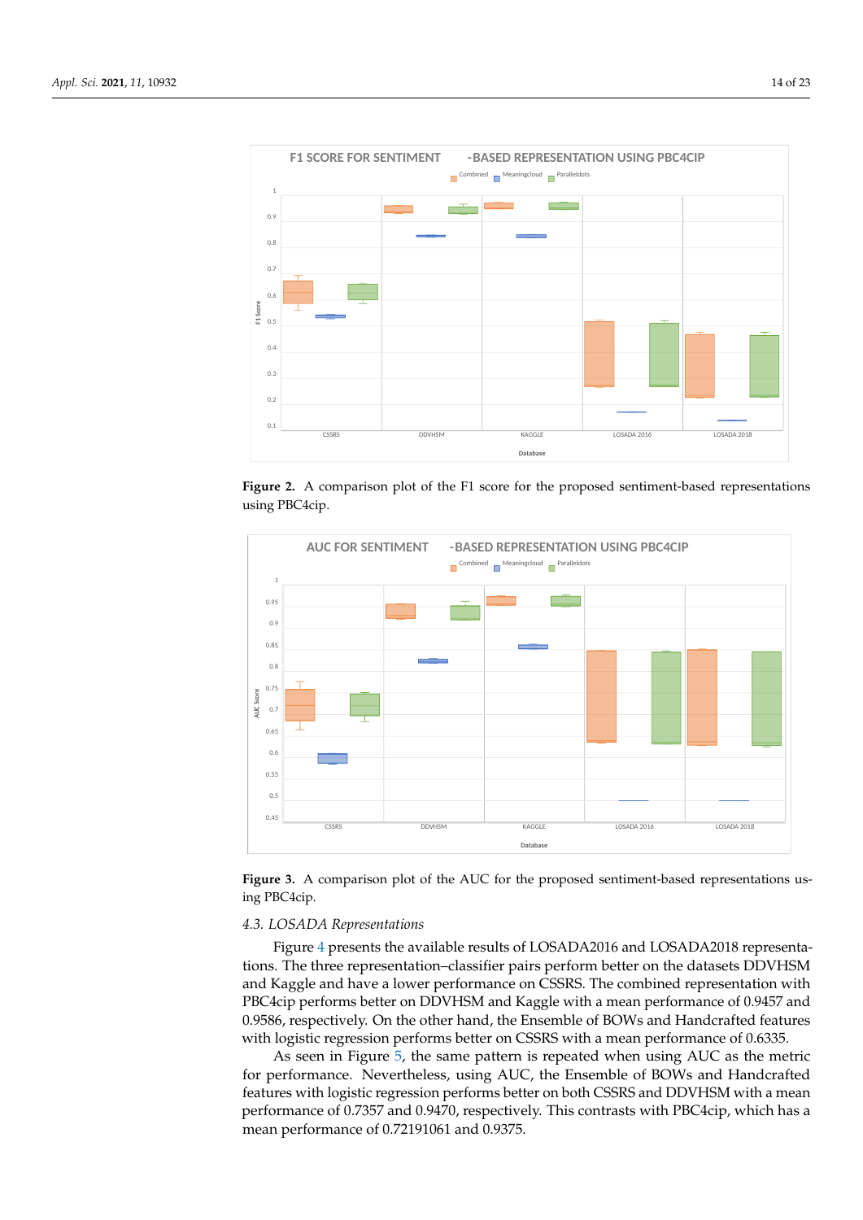**Figure 2.** A comparison plot of the F1 score for the proposed sentiment-based representations using PBC4cip.

**Figure 3.** A comparison plot of the AUC for the proposed sentiment-based representations using PBC4cip.

### 4.3. LOSADA Representations

Figure 4 presents the available results of LOSADA2016 and LOSADA2018 representations. The three representation–classifier pairs perform better on the datasets DDVHSM and Kaggle and have a lower performance on CSSRS. The combined representation with PBC4cip performs better on DDVHSM and Kaggle with a mean performance of 0.9457 and 0.9586, respectively. On the other hand, the Ensemble of BOWs and Handcrafted features with logistic regression performs better on CSSRS with a mean performance of 0.6335.

As seen in Figure 5, the same pattern is repeated when using AUC as the metric for performance. Nevertheless, using AUC, the Ensemble of BOWs and Handcrafted features with logistic regression performs better on both CSSRS and DDVHSM with a mean performance of 0.7357 and 0.9470, respectively. This contrasts with PBC4cip, which has a mean performance of 0.72191061 and 0.9375.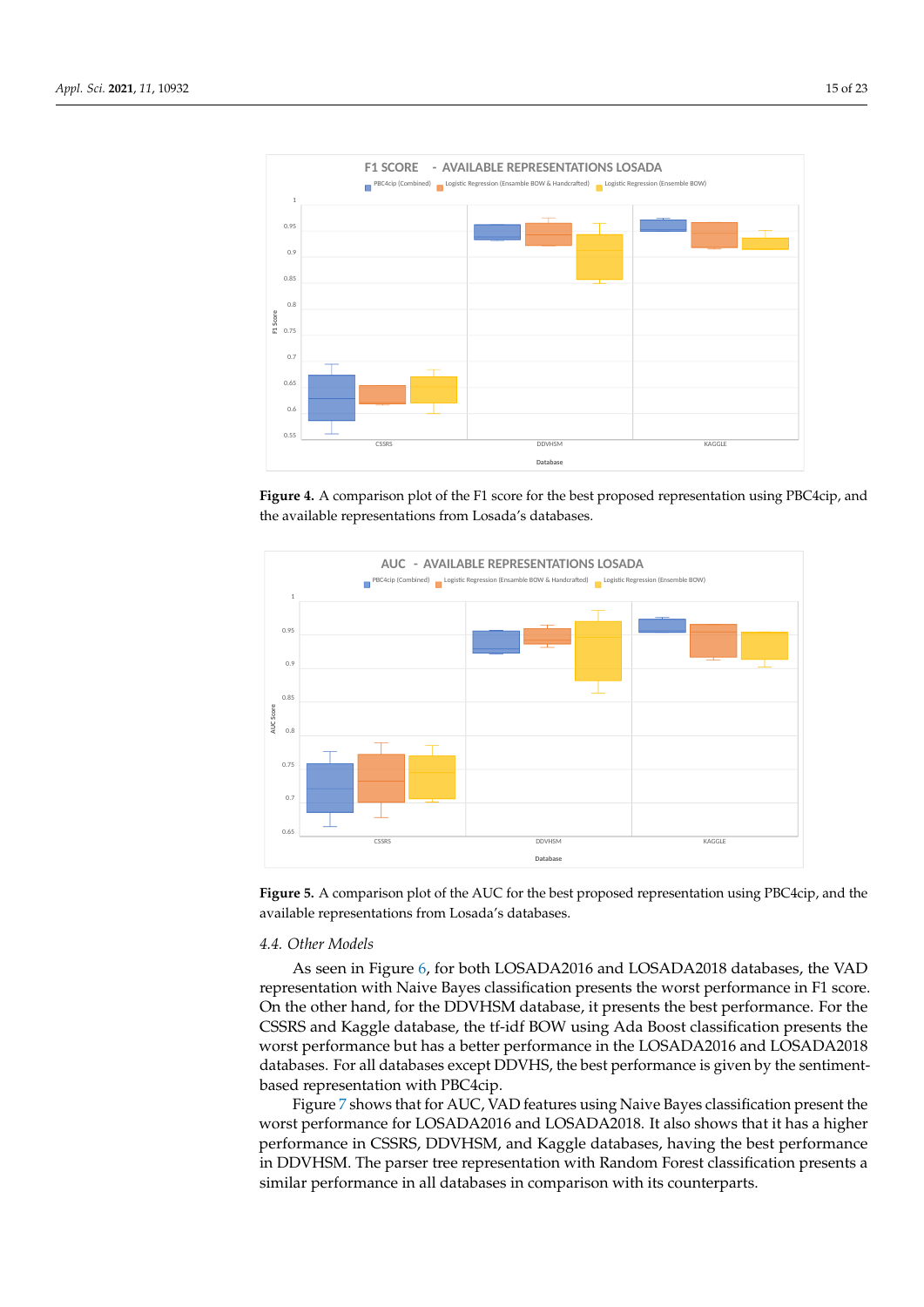**Figure 4.** A comparison plot of the F1 score for the best proposed representation using PBC4cip, and the available representations from Losada's databases.

**Figure 5.** A comparison plot of the AUC for the best proposed representation using PBC4cip, and the available representations from Losada's databases.

### 4.4. Other Models

As seen in Figure 6, for both LOSADA2016 and LOSADA2018 databases, the VAD representation with Naive Bayes classification presents the worst performance in F1 score. On the other hand, for the DDVHSM database, it presents the best performance. For the CSSRS and Kaggle database, the tf-idf BOW using Ada Boost classification presents the worst performance but has a better performance in the LOSADA2016 and LOSADA2018 databases. For all databases except DDVHS, the best performance is given by the sentiment-based representation with PBC4cip.

Figure 7 shows that for AUC, VAD features using Naive Bayes classification present the worst performance for LOSADA2016 and LOSADA2018. It also shows that it has a higher performance in CSSRS, DDVHSM, and Kaggle databases, having the best performance in DDVHSM. The parser tree representation with Random Forest classification presents a similar performance in all databases in comparison with its counterparts.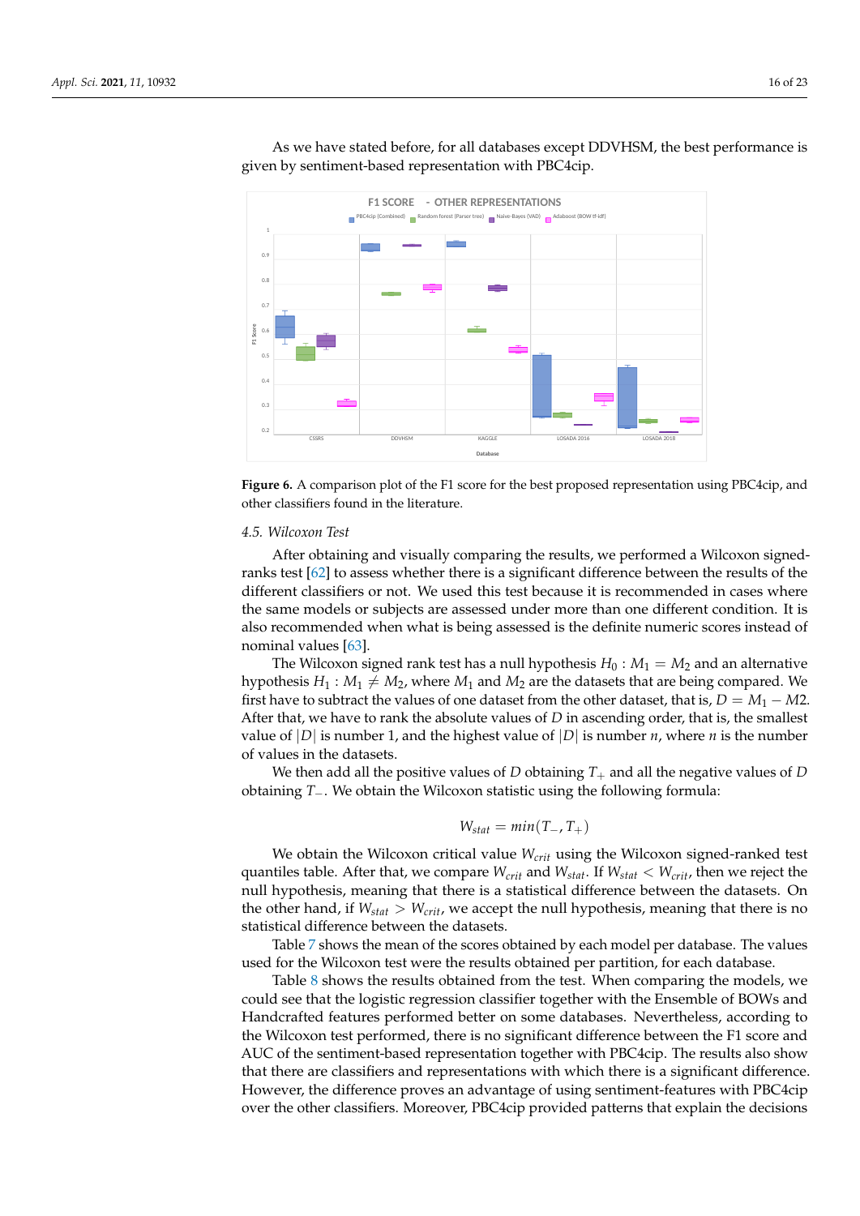As we have stated before, for all databases except DDVHSM, the best performance is given by sentiment-based representation with PBC4cip.

**Figure 6.** A comparison plot of the F1 score for the best proposed representation using PBC4cip, and other classifiers found in the literature.

### 4.5. Wilcoxon Test

After obtaining and visually comparing the results, we performed a Wilcoxon signed-ranks test [62] to assess whether there is a significant difference between the results of the different classifiers or not. We used this test because it is recommended in cases where the same models or subjects are assessed under more than one different condition. It is also recommended when what is being assessed is the definite numeric scores instead of nominal values [63].

The Wilcoxon signed rank test has a null hypothesis $H_0 : M_1 = M_2$ and an alternative hypothesis $H_1 : M_1 \neq M_2$, where $M_1$ and $M_2$ are the datasets that are being compared. We first have to subtract the values of one dataset from the other dataset, that is, $D = M_1 - M2$. After that, we have to rank the absolute values of $D$ in ascending order, that is, the smallest value of $|D|$ is number 1, and the highest value of $|D|$ is number $n$, where $n$ is the number of values in the datasets.

We then add all the positive values of $D$ obtaining $T_+$ and all the negative values of $D$ obtaining $T_-$. We obtain the Wilcoxon statistic using the following formula:

$$W_{stat} = min(T_-, T_+)$$

We obtain the Wilcoxon critical value $W_{crit}$ using the Wilcoxon signed-ranked test quantiles table. After that, we compare $W_{crit}$ and $W_{stat}$. If $W_{stat} < W_{crit}$, then we reject the null hypothesis, meaning that there is a statistical difference between the datasets. On the other hand, if $W_{stat} > W_{crit}$, we accept the null hypothesis, meaning that there is no statistical difference between the datasets.

Table 7 shows the mean of the scores obtained by each model per database. The values used for the Wilcoxon test were the results obtained per partition, for each database.

Table 8 shows the results obtained from the test. When comparing the models, we could see that the logistic regression classifier together with the Ensemble of BOWs and Handcrafted features performed better on some databases. Nevertheless, according to the Wilcoxon test performed, there is no significant difference between the F1 score and AUC of the sentiment-based representation together with PBC4cip. The results also show that there are classifiers and representations with which there is a significant difference. However, the difference proves an advantage of using sentiment-features with PBC4cip over the other classifiers. Moreover, PBC4cip provided patterns that explain the decisions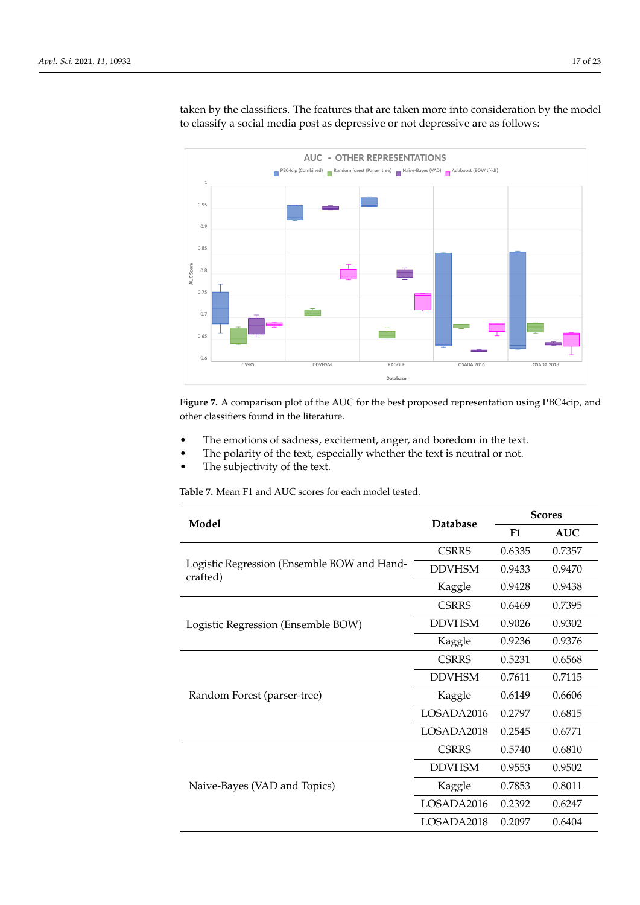taken by the classifiers. The features that are taken more into consideration by the model to classify a social media post as depressive or not depressive are as follows:

**Figure 7.** A comparison plot of the AUC for the best proposed representation using PBC4cip, and other classifiers found in the literature.

- The emotions of sadness, excitement, anger, and boredom in the text.
- The polarity of the text, especially whether the text is neutral or not.
- The subjectivity of the text.

**Table 7.** Mean F1 and AUC scores for each model tested.

| Model | Database | Scores | |
|---|---|---|---|
| | | F1 | AUC |
| Logistic Regression (Ensemble BOW and Hand-crafted) | CSRRS | 0.6335 | 0.7357 |
| | DDVHSM | 0.9433 | 0.9470 |
| | Kaggle | 0.9428 | 0.9438 |
| Logistic Regression (Ensemble BOW) | CSRRS | 0.6469 | 0.7395 |
| | DDVHSM | 0.9026 | 0.9302 |
| | Kaggle | 0.9236 | 0.9376 |
| Random Forest (parser-tree) | CSRRS | 0.5231 | 0.6568 |
| | DDVHSM | 0.7611 | 0.7115 |
| | Kaggle | 0.6149 | 0.6606 |
| | LOSADA2016 | 0.2797 | 0.6815 |
| | LOSADA2018 | 0.2545 | 0.6771 |
| Naive-Bayes (VAD and Topics) | CSRRS | 0.5740 | 0.6810 |
| | DDVHSM | 0.9553 | 0.9502 |
| | Kaggle | 0.7853 | 0.8011 |
| | LOSADA2016 | 0.2392 | 0.6247 |
| | LOSADA2018 | 0.2097 | 0.6404 |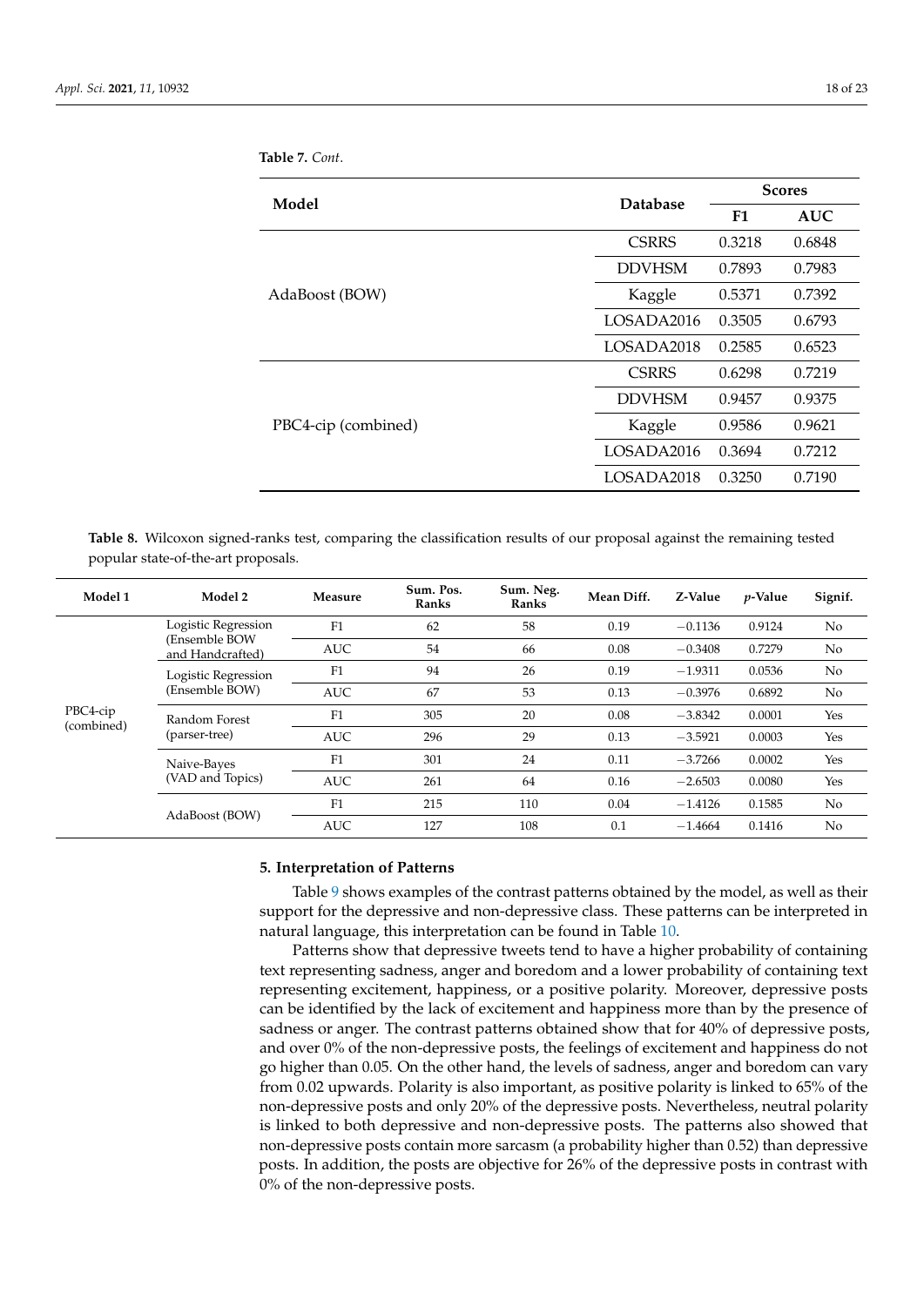**Table 7.** *Cont.*

| Model | Database | Scores | |
|---|---|---|---|
| | | F1 | AUC |
| AdaBoost (BOW) | CSRRS | 0.3218 | 0.6848 |
| | DDVHSM | 0.7893 | 0.7983 |
| | Kaggle | 0.5371 | 0.7392 |
| | LOSADA2016 | 0.3505 | 0.6793 |
| | LOSADA2018 | 0.2585 | 0.6523 |
| PBC4-cip (combined) | CSRRS | 0.6298 | 0.7219 |
| | DDVHSM | 0.9457 | 0.9375 |
| | Kaggle | 0.9586 | 0.9621 |
| | LOSADA2016 | 0.3694 | 0.7212 |
| | LOSADA2018 | 0.3250 | 0.7190 |

**Table 8.** Wilcoxon signed-ranks test, comparing the classification results of our proposal against the remaining tested popular state-of-the-art proposals.

| Model 1 | Model 2 | Measure | Sum. Pos. Ranks | Sum. Neg. Ranks | Mean Diff. | Z-Value | *p*-Value | Signif. |
|---|---|---|---|---|---|---|---|---|
| PBC4-cip (combined) | Logistic Regression (Ensemble BOW and Handcrafted) | F1 | 62 | 58 | 0.19 | −0.1136 | 0.9124 | No |
| | | AUC | 54 | 66 | 0.08 | −0.3408 | 0.7279 | No |
| | Logistic Regression (Ensemble BOW) | F1 | 94 | 26 | 0.19 | −1.9311 | 0.0536 | No |
| | | AUC | 67 | 53 | 0.13 | −0.3976 | 0.6892 | No |
| | Random Forest (parser-tree) | F1 | 305 | 20 | 0.08 | −3.8342 | 0.0001 | Yes |
| | | AUC | 296 | 29 | 0.13 | −3.5921 | 0.0003 | Yes |
| | Naive-Bayes (VAD and Topics) | F1 | 301 | 24 | 0.11 | −3.7266 | 0.0002 | Yes |
| | | AUC | 261 | 64 | 0.16 | −2.6503 | 0.0080 | Yes |
| | AdaBoost (BOW) | F1 | 215 | 110 | 0.04 | −1.4126 | 0.1585 | No |
| | | AUC | 127 | 108 | 0.1 | −1.4664 | 0.1416 | No |

## 5. Interpretation of Patterns

Table 9 shows examples of the contrast patterns obtained by the model, as well as their support for the depressive and non-depressive class. These patterns can be interpreted in natural language, this interpretation can be found in Table 10.

Patterns show that depressive tweets tend to have a higher probability of containing text representing sadness, anger and boredom and a lower probability of containing text representing excitement, happiness, or a positive polarity. Moreover, depressive posts can be identified by the lack of excitement and happiness more than by the presence of sadness or anger. The contrast patterns obtained show that for 40% of depressive posts, and over 0% of the non-depressive posts, the feelings of excitement and happiness do not go higher than 0.05. On the other hand, the levels of sadness, anger and boredom can vary from 0.02 upwards. Polarity is also important, as positive polarity is linked to 65% of the non-depressive posts and only 20% of the depressive posts. Nevertheless, neutral polarity is linked to both depressive and non-depressive posts. The patterns also showed that non-depressive posts contain more sarcasm (a probability higher than 0.52) than depressive posts. In addition, the posts are objective for 26% of the depressive posts in contrast with 0% of the non-depressive posts.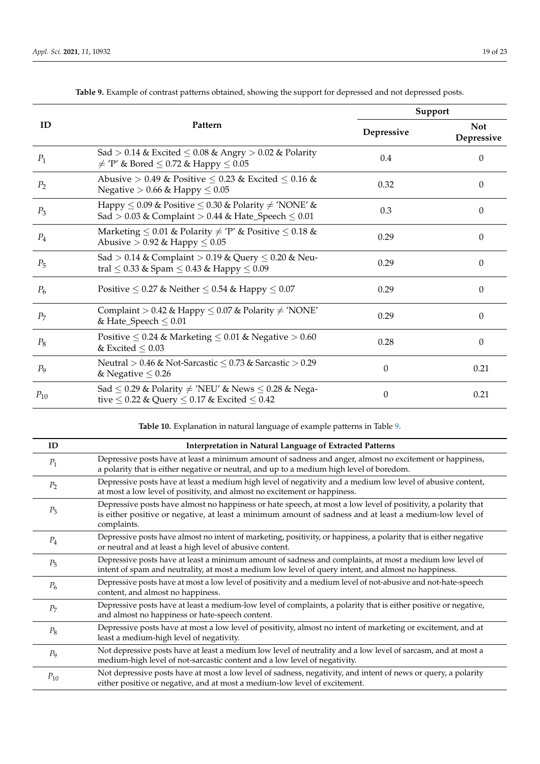**Table 9.** Example of contrast patterns obtained, showing the support for depressed and not depressed posts.

| ID | Pattern | Support | |
|---|---|---|---|
| | | Depressive | Not Depressive |
| $P_1$ | Sad $> 0.14$ & Excited $\leq 0.08$ & Angry $> 0.02$ & Polarity $\neq$ 'P' & Bored $\leq 0.72$ & Happy $\leq 0.05$ | 0.4 | 0 |
| $P_2$ | Abusive $> 0.49$ & Positive $\leq 0.23$ & Excited $\leq 0.16$ & Negative $> 0.66$ & Happy $\leq 0.05$ | 0.32 | 0 |
| $P_3$ | Happy $\leq 0.09$ & Positive $\leq 0.30$ & Polarity $\neq$ 'NONE' & Sad $> 0.03$ & Complaint $> 0.44$ & Hate_Speech $\leq 0.01$ | 0.3 | 0 |
| $P_4$ | Marketing $\leq 0.01$ & Polarity $\neq$ 'P' & Positive $\leq 0.18$ & Abusive $> 0.92$ & Happy $\leq 0.05$ | 0.29 | 0 |
| $P_5$ | Sad $> 0.14$ & Complaint $> 0.19$ & Query $\leq 0.20$ & Neutral $\leq 0.33$ & Spam $\leq 0.43$ & Happy $\leq 0.09$ | 0.29 | 0 |
| $P_6$ | Positive $\leq 0.27$ & Neither $\leq 0.54$ & Happy $\leq 0.07$ | 0.29 | 0 |
| $P_7$ | Complaint $> 0.42$ & Happy $\leq 0.07$ & Polarity $\neq$ 'NONE' & Hate_Speech $\leq 0.01$ | 0.29 | 0 |
| $P_8$ | Positive $\leq 0.24$ & Marketing $\leq 0.01$ & Negative $> 0.60$ & Excited $\leq 0.03$ | 0.28 | 0 |
| $P_9$ | Neutral $> 0.46$ & Not-Sarcastic $\leq 0.73$ & Sarcastic $> 0.29$ & Negative $\leq 0.26$ | 0 | 0.21 |
| $P_{10}$ | Sad $\leq 0.29$ & Polarity $\neq$ 'NEU' & News $\leq 0.28$ & Negative $\leq 0.22$ & Query $\leq 0.17$ & Excited $\leq 0.42$ | 0 | 0.21 |

**Table 10.** Explanation in natural language of example patterns in Table 9.

| ID | Interpretation in Natural Language of Extracted Patterns |
|---|---|
| $P_1$ | Depressive posts have at least a minimum amount of sadness and anger, almost no excitement or happiness, a polarity that is either negative or neutral, and up to a medium high level of boredom. |
| $P_2$ | Depressive posts have at least a medium high level of negativity and a medium low level of abusive content, at most a low level of positivity, and almost no excitement or happiness. |
| $P_3$ | Depressive posts have almost no happiness or hate speech, at most a low level of positivity, a polarity that is either positive or negative, at least a minimum amount of sadness and at least a medium-low level of complaints. |
| $P_4$ | Depressive posts have almost no intent of marketing, positivity, or happiness, a polarity that is either negative or neutral and at least a high level of abusive content. |
| $P_5$ | Depressive posts have at least a minimum amount of sadness and complaints, at most a medium low level of intent of spam and neutrality, at most a medium low level of query intent, and almost no happiness. |
| $P_6$ | Depressive posts have at most a low level of positivity and a medium level of not-abusive and not-hate-speech content, and almost no happiness. |
| $P_7$ | Depressive posts have at least a medium-low level of complaints, a polarity that is either positive or negative, and almost no happiness or hate-speech content. |
| $P_8$ | Depressive posts have at most a low level of positivity, almost no intent of marketing or excitement, and at least a medium-high level of negativity. |
| $P_9$ | Not depressive posts have at least a medium low level of neutrality and a low level of sarcasm, and at most a medium-high level of not-sarcastic content and a low level of negativity. |
| $P_{10}$ | Not depressive posts have at most a low level of sadness, negativity, and intent of news or query, a polarity either positive or negative, and at most a medium-low level of excitement. |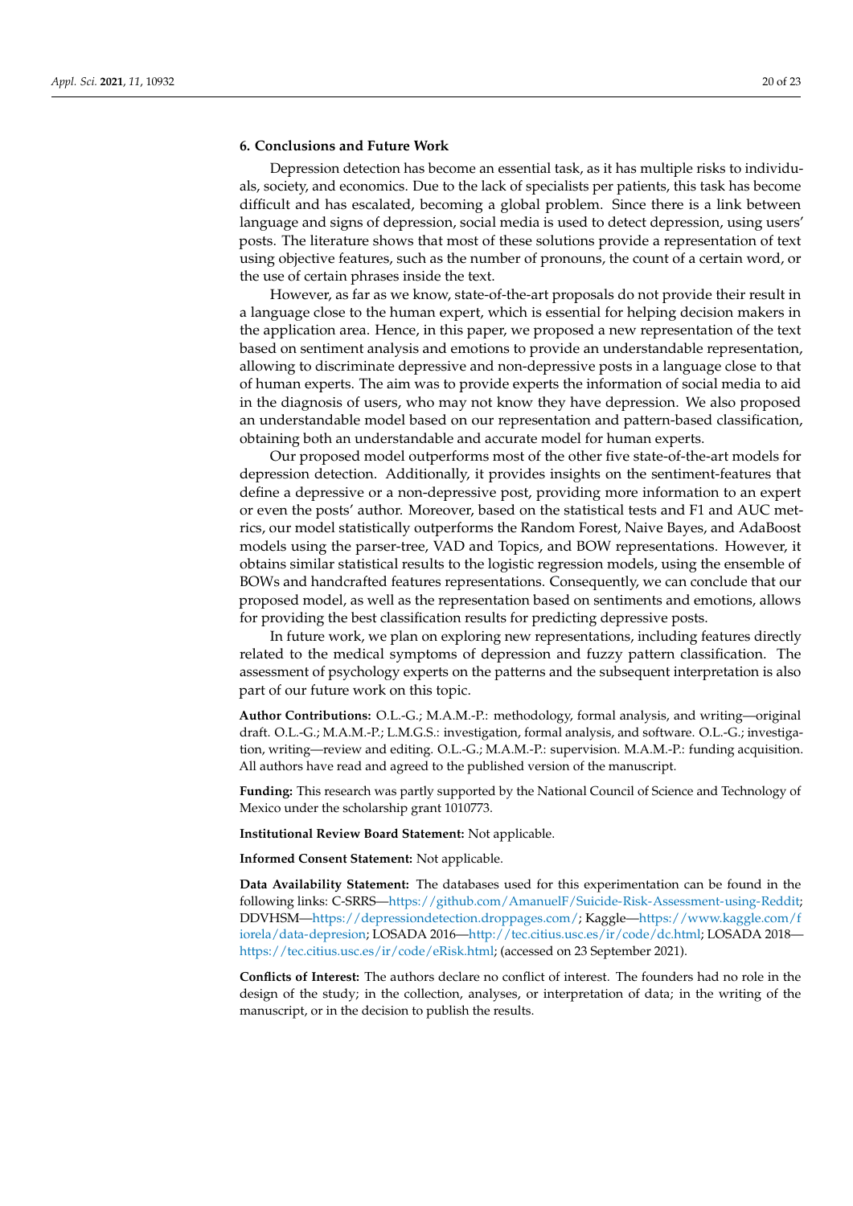## 6. Conclusions and Future Work

Depression detection has become an essential task, as it has multiple risks to individuals, society, and economics. Due to the lack of specialists per patients, this task has become difficult and has escalated, becoming a global problem. Since there is a link between language and signs of depression, social media is used to detect depression, using users' posts. The literature shows that most of these solutions provide a representation of text using objective features, such as the number of pronouns, the count of a certain word, or the use of certain phrases inside the text.

However, as far as we know, state-of-the-art proposals do not provide their result in a language close to the human expert, which is essential for helping decision makers in the application area. Hence, in this paper, we proposed a new representation of the text based on sentiment analysis and emotions to provide an understandable representation, allowing to discriminate depressive and non-depressive posts in a language close to that of human experts. The aim was to provide experts the information of social media to aid in the diagnosis of users, who may not know they have depression. We also proposed an understandable model based on our representation and pattern-based classification, obtaining both an understandable and accurate model for human experts.

Our proposed model outperforms most of the other five state-of-the-art models for depression detection. Additionally, it provides insights on the sentiment-features that define a depressive or a non-depressive post, providing more information to an expert or even the posts' author. Moreover, based on the statistical tests and F1 and AUC metrics, our model statistically outperforms the Random Forest, Naive Bayes, and AdaBoost models using the parser-tree, VAD and Topics, and BOW representations. However, it obtains similar statistical results to the logistic regression models, using the ensemble of BOWs and handcrafted features representations. Consequently, we can conclude that our proposed model, as well as the representation based on sentiments and emotions, allows for providing the best classification results for predicting depressive posts.

In future work, we plan on exploring new representations, including features directly related to the medical symptoms of depression and fuzzy pattern classification. The assessment of psychology experts on the patterns and the subsequent interpretation is also part of our future work on this topic.

**Author Contributions:** O.L.-G.; M.A.M.-P.: methodology, formal analysis, and writing—original draft. O.L.-G.; M.A.M.-P.; L.M.G.S.: investigation, formal analysis, and software. O.L.-G.; investigation, writing—review and editing. O.L.-G.; M.A.M.-P.: supervision. M.A.M.-P.: funding acquisition. All authors have read and agreed to the published version of the manuscript.

**Funding:** This research was partly supported by the National Council of Science and Technology of Mexico under the scholarship grant 1010773.

**Institutional Review Board Statement:** Not applicable.

**Informed Consent Statement:** Not applicable.

**Data Availability Statement:** The databases used for this experimentation can be found in the following links: C-SRRS—https://github.com/AmanuelF/Suicide-Risk-Assessment-using-Reddit; DDVHSM—https://depressiondetection.droppages.com/; Kaggle—https://www.kaggle.com/fiorela/data-depresion; LOSADA 2016—http://tec.citius.usc.es/ir/code/dc.html; LOSADA 2018—https://tec.citius.usc.es/ir/code/eRisk.html; (accessed on 23 September 2021).

**Conflicts of Interest:** The authors declare no conflict of interest. The founders had no role in the design of the study; in the collection, analyses, or interpretation of data; in the writing of the manuscript, or in the decision to publish the results.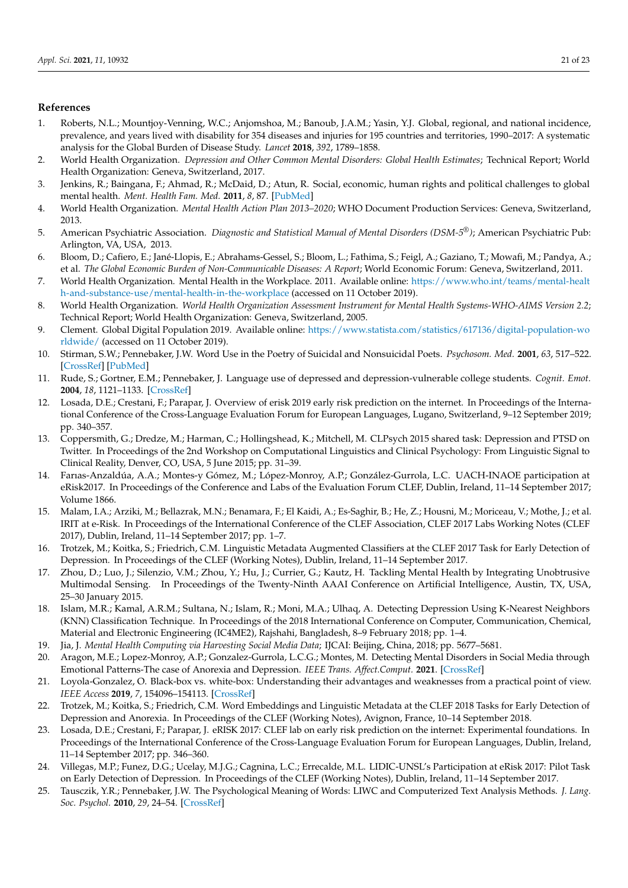## References

1. Roberts, N.L.; Mountjoy-Venning, W.C.; Anjomshoa, M.; Banoub, J.A.M.; Yasin, Y.J. Global, regional, and national incidence, prevalence, and years lived with disability for 354 diseases and injuries for 195 countries and territories, 1990–2017: A systematic analysis for the Global Burden of Disease Study. *Lancet* **2018**, *392*, 1789–1858.
2. World Health Organization. *Depression and Other Common Mental Disorders: Global Health Estimates*; Technical Report; World Health Organization: Geneva, Switzerland, 2017.
3. Jenkins, R.; Baingana, F.; Ahmad, R.; McDaid, D.; Atun, R. Social, economic, human rights and political challenges to global mental health. *Ment. Health Fam. Med.* **2011**, *8*, 87. [PubMed]
4. World Health Organization. *Mental Health Action Plan 2013–2020*; WHO Document Production Services: Geneva, Switzerland, 2013.
5. American Psychiatric Association. *Diagnostic and Statistical Manual of Mental Disorders (DSM-5®)*; American Psychiatric Pub: Arlington, VA, USA, 2013.
6. Bloom, D.; Cafiero, E.; Jané-Llopis, E.; Abrahams-Gessel, S.; Bloom, L.; Fathima, S.; Feigl, A.; Gaziano, T.; Mowafi, M.; Pandya, A.; et al. *The Global Economic Burden of Non-Communicable Diseases: A Report*; World Economic Forum: Geneva, Switzerland, 2011.
7. World Health Organization. Mental Health in the Workplace. 2011. Available online: https://www.who.int/teams/mental-health-and-substance-use/mental-health-in-the-workplace (accessed on 11 October 2019).
8. World Health Organization. *World Health Organization Assessment Instrument for Mental Health Systems-WHO-AIMS Version 2.2*; Technical Report; World Health Organization: Geneva, Switzerland, 2005.
9. Clement. Global Digital Population 2019. Available online: https://www.statista.com/statistics/617136/digital-population-worldwide/ (accessed on 11 October 2019).
10. Stirman, S.W.; Pennebaker, J.W. Word Use in the Poetry of Suicidal and Nonsuicidal Poets. *Psychosom. Med.* **2001**, *63*, 517–522. [CrossRef] [PubMed]
11. Rude, S.; Gortner, E.M.; Pennebaker, J. Language use of depressed and depression-vulnerable college students. *Cognit. Emot.* **2004**, *18*, 1121–1133. [CrossRef]
12. Losada, D.E.; Crestani, F.; Parapar, J. Overview of erisk 2019 early risk prediction on the internet. In Proceedings of the International Conference of the Cross-Language Evaluation Forum for European Languages, Lugano, Switzerland, 9–12 September 2019; pp. 340–357.
13. Coppersmith, G.; Dredze, M.; Harman, C.; Hollingshead, K.; Mitchell, M. CLPsych 2015 shared task: Depression and PTSD on Twitter. In Proceedings of the 2nd Workshop on Computational Linguistics and Clinical Psychology: From Linguistic Signal to Clinical Reality, Denver, CO, USA, 5 June 2015; pp. 31–39.
14. Farıas-Anzaldúa, A.A.; Montes-y Gómez, M.; López-Monroy, A.P.; González-Gurrola, L.C. UACH-INAOE participation at eRisk2017. In Proceedings of the Conference and Labs of the Evaluation Forum CLEF, Dublin, Ireland, 11–14 September 2017; Volume 1866.
15. Malam, I.A.; Arziki, M.; Bellazrak, M.N.; Benamara, F.; El Kaidi, A.; Es-Saghir, B.; He, Z.; Housni, M.; Moriceau, V.; Mothe, J.; et al. IRIT at e-Risk. In Proceedings of the International Conference of the CLEF Association, CLEF 2017 Labs Working Notes (CLEF 2017), Dublin, Ireland, 11–14 September 2017; pp. 1–7.
16. Trotzek, M.; Koitka, S.; Friedrich, C.M. Linguistic Metadata Augmented Classifiers at the CLEF 2017 Task for Early Detection of Depression. In Proceedings of the CLEF (Working Notes), Dublin, Ireland, 11–14 September 2017.
17. Zhou, D.; Luo, J.; Silenzio, V.M.; Zhou, Y.; Hu, J.; Currier, G.; Kautz, H. Tackling Mental Health by Integrating Unobtrusive Multimodal Sensing. In Proceedings of the Twenty-Ninth AAAI Conference on Artificial Intelligence, Austin, TX, USA, 25–30 January 2015.
18. Islam, M.R.; Kamal, A.R.M.; Sultana, N.; Islam, R.; Moni, M.A.; Ulhaq, A. Detecting Depression Using K-Nearest Neighbors (KNN) Classification Technique. In Proceedings of the 2018 International Conference on Computer, Communication, Chemical, Material and Electronic Engineering (IC4ME2), Rajshahi, Bangladesh, 8–9 February 2018; pp. 1–4.
19. Jia, J. *Mental Health Computing via Harvesting Social Media Data*; IJCAI: Beijing, China, 2018; pp. 5677–5681.
20. Aragon, M.E.; Lopez-Monroy, A.P.; Gonzalez-Gurrola, L.C.G.; Montes, M. Detecting Mental Disorders in Social Media through Emotional Patterns-The case of Anorexia and Depression. *IEEE Trans. Affect.Comput.* **2021**. [CrossRef]
21. Loyola-Gonzalez, O. Black-box vs. white-box: Understanding their advantages and weaknesses from a practical point of view. *IEEE Access* **2019**, *7*, 154096–154113. [CrossRef]
22. Trotzek, M.; Koitka, S.; Friedrich, C.M. Word Embeddings and Linguistic Metadata at the CLEF 2018 Tasks for Early Detection of Depression and Anorexia. In Proceedings of the CLEF (Working Notes), Avignon, France, 10–14 September 2018.
23. Losada, D.E.; Crestani, F.; Parapar, J. eRISK 2017: CLEF lab on early risk prediction on the internet: Experimental foundations. In Proceedings of the International Conference of the Cross-Language Evaluation Forum for European Languages, Dublin, Ireland, 11–14 September 2017; pp. 346–360.
24. Villegas, M.P.; Funez, D.G.; Ucelay, M.J.G.; Cagnina, L.C.; Errecalde, M.L. LIDIC-UNSL's Participation at eRisk 2017: Pilot Task on Early Detection of Depression. In Proceedings of the CLEF (Working Notes), Dublin, Ireland, 11–14 September 2017.
25. Tausczik, Y.R.; Pennebaker, J.W. The Psychological Meaning of Words: LIWC and Computerized Text Analysis Methods. *J. Lang. Soc. Psychol.* **2010**, *29*, 24–54. [CrossRef]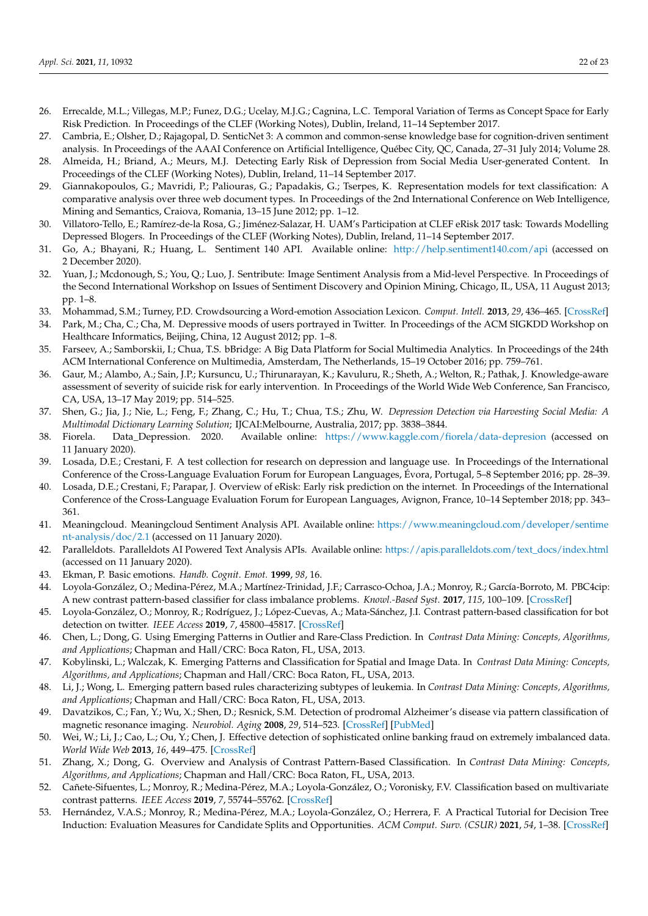26. Errecalde, M.L.; Villegas, M.P.; Funez, D.G.; Ucelay, M.J.G.; Cagnina, L.C. Temporal Variation of Terms as Concept Space for Early Risk Prediction. In Proceedings of the CLEF (Working Notes), Dublin, Ireland, 11–14 September 2017.
27. Cambria, E.; Olsher, D.; Rajagopal, D. SenticNet 3: A common and common-sense knowledge base for cognition-driven sentiment analysis. In Proceedings of the AAAI Conference on Artificial Intelligence, Québec City, QC, Canada, 27–31 July 2014; Volume 28.
28. Almeida, H.; Briand, A.; Meurs, M.J. Detecting Early Risk of Depression from Social Media User-generated Content. In Proceedings of the CLEF (Working Notes), Dublin, Ireland, 11–14 September 2017.
29. Giannakopoulos, G.; Mavridi, P.; Paliouras, G.; Papadakis, G.; Tserpes, K. Representation models for text classification: A comparative analysis over three web document types. In Proceedings of the 2nd International Conference on Web Intelligence, Mining and Semantics, Craiova, Romania, 13–15 June 2012; pp. 1–12.
30. Villatoro-Tello, E.; Ramírez-de-la Rosa, G.; Jiménez-Salazar, H. UAM's Participation at CLEF eRisk 2017 task: Towards Modelling Depressed Blogers. In Proceedings of the CLEF (Working Notes), Dublin, Ireland, 11–14 September 2017.
31. Go, A.; Bhayani, R.; Huang, L. Sentiment 140 API. Available online: http://help.sentiment140.com/api (accessed on 2 December 2020).
32. Yuan, J.; Mcdonough, S.; You, Q.; Luo, J. Sentribute: Image Sentiment Analysis from a Mid-level Perspective. In Proceedings of the Second International Workshop on Issues of Sentiment Discovery and Opinion Mining, Chicago, IL, USA, 11 August 2013; pp. 1–8.
33. Mohammad, S.M.; Turney, P.D. Crowdsourcing a Word-emotion Association Lexicon. *Comput. Intell.* **2013**, *29*, 436–465. [CrossRef]
34. Park, M.; Cha, C.; Cha, M. Depressive moods of users portrayed in Twitter. In Proceedings of the ACM SIGKDD Workshop on Healthcare Informatics, Beijing, China, 12 August 2012; pp. 1–8.
35. Farseev, A.; Samborskii, I.; Chua, T.S. bBridge: A Big Data Platform for Social Multimedia Analytics. In Proceedings of the 24th ACM International Conference on Multimedia, Amsterdam, The Netherlands, 15–19 October 2016; pp. 759–761.
36. Gaur, M.; Alambo, A.; Sain, J.P.; Kursuncu, U.; Thirunarayan, K.; Kavuluru, R.; Sheth, A.; Welton, R.; Pathak, J. Knowledge-aware assessment of severity of suicide risk for early intervention. In Proceedings of the World Wide Web Conference, San Francisco, CA, USA, 13–17 May 2019; pp. 514–525.
37. Shen, G.; Jia, J.; Nie, L.; Feng, F.; Zhang, C.; Hu, T.; Chua, T.S.; Zhu, W. *Depression Detection via Harvesting Social Media: A Multimodal Dictionary Learning Solution*; IJCAI:Melbourne, Australia, 2017; pp. 3838–3844.
38. Fiorela. Data_Depression. 2020. Available online: https://www.kaggle.com/fiorela/data-depresion (accessed on 11 January 2020).
39. Losada, D.E.; Crestani, F. A test collection for research on depression and language use. In Proceedings of the International Conference of the Cross-Language Evaluation Forum for European Languages, Évora, Portugal, 5–8 September 2016; pp. 28–39.
40. Losada, D.E.; Crestani, F.; Parapar, J. Overview of eRisk: Early risk prediction on the internet. In Proceedings of the International Conference of the Cross-Language Evaluation Forum for European Languages, Avignon, France, 10–14 September 2018; pp. 343–361.
41. Meaningcloud. Meaningcloud Sentiment Analysis API. Available online: https://www.meaningcloud.com/developer/sentiment-analysis/doc/2.1 (accessed on 11 January 2020).
42. Paralleldots. Paralleldots AI Powered Text Analysis APIs. Available online: https://apis.paralleldots.com/text_docs/index.html (accessed on 11 January 2020).
43. Ekman, P. Basic emotions. *Handb. Cognit. Emot.* **1999**, *98*, 16.
44. Loyola-González, O.; Medina-Pérez, M.A.; Martínez-Trinidad, J.F.; Carrasco-Ochoa, J.A.; Monroy, R.; García-Borroto, M. PBC4cip: A new contrast pattern-based classifier for class imbalance problems. *Knowl.-Based Syst.* **2017**, *115*, 100–109. [CrossRef]
45. Loyola-González, O.; Monroy, R.; Rodríguez, J.; López-Cuevas, A.; Mata-Sánchez, J.I. Contrast pattern-based classification for bot detection on twitter. *IEEE Access* **2019**, *7*, 45800–45817. [CrossRef]
46. Chen, L.; Dong, G. Using Emerging Patterns in Outlier and Rare-Class Prediction. In *Contrast Data Mining: Concepts, Algorithms, and Applications*; Chapman and Hall/CRC: Boca Raton, FL, USA, 2013.
47. Kobylinski, L.; Walczak, K. Emerging Patterns and Classification for Spatial and Image Data. In *Contrast Data Mining: Concepts, Algorithms, and Applications*; Chapman and Hall/CRC: Boca Raton, FL, USA, 2013.
48. Li, J.; Wong, L. Emerging pattern based rules characterizing subtypes of leukemia. In *Contrast Data Mining: Concepts, Algorithms, and Applications*; Chapman and Hall/CRC: Boca Raton, FL, USA, 2013.
49. Davatzikos, C.; Fan, Y.; Wu, X.; Shen, D.; Resnick, S.M. Detection of prodromal Alzheimer's disease via pattern classification of magnetic resonance imaging. *Neurobiol. Aging* **2008**, *29*, 514–523. [CrossRef] [PubMed]
50. Wei, W.; Li, J.; Cao, L.; Ou, Y.; Chen, J. Effective detection of sophisticated online banking fraud on extremely imbalanced data. *World Wide Web* **2013**, *16*, 449–475. [CrossRef]
51. Zhang, X.; Dong, G. Overview and Analysis of Contrast Pattern-Based Classification. In *Contrast Data Mining: Concepts, Algorithms, and Applications*; Chapman and Hall/CRC: Boca Raton, FL, USA, 2013.
52. Cañete-Sifuentes, L.; Monroy, R.; Medina-Pérez, M.A.; Loyola-González, O.; Voronisky, F.V. Classification based on multivariate contrast patterns. *IEEE Access* **2019**, *7*, 55744–55762. [CrossRef]
53. Hernández, V.A.S.; Monroy, R.; Medina-Pérez, M.A.; Loyola-González, O.; Herrera, F. A Practical Tutorial for Decision Tree Induction: Evaluation Measures for Candidate Splits and Opportunities. *ACM Comput. Surv. (CSUR)* **2021**, *54*, 1–38. [CrossRef]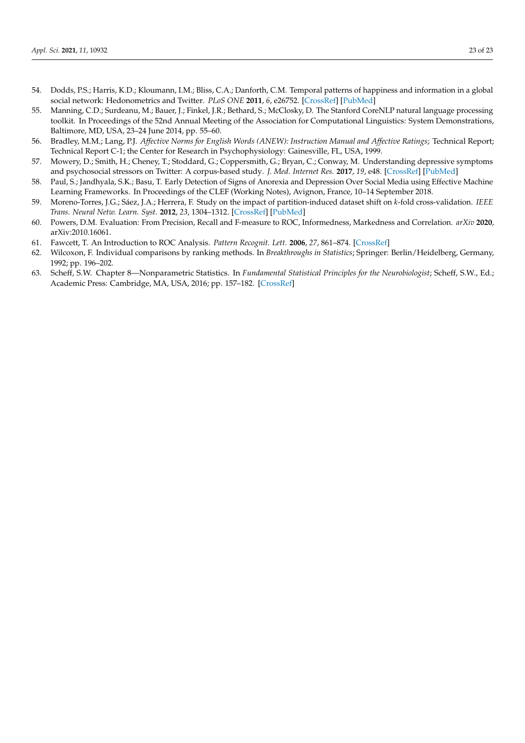54. Dodds, P.S.; Harris, K.D.; Kloumann, I.M.; Bliss, C.A.; Danforth, C.M. Temporal patterns of happiness and information in a global social network: Hedonometrics and Twitter. *PLoS ONE* **2011**, *6*, e26752. [CrossRef] [PubMed]
55. Manning, C.D.; Surdeanu, M.; Bauer, J.; Finkel, J.R.; Bethard, S.; McClosky, D. The Stanford CoreNLP natural language processing toolkit. In Proceedings of the 52nd Annual Meeting of the Association for Computational Linguistics: System Demonstrations, Baltimore, MD, USA, 23–24 June 2014, pp. 55–60.
56. Bradley, M.M.; Lang, P.J. *Affective Norms for English Words (ANEW): Instruction Manual and Affective Ratings*; Technical Report; Technical Report C-1; the Center for Research in Psychophysiology: Gainesville, FL, USA, 1999.
57. Mowery, D.; Smith, H.; Cheney, T.; Stoddard, G.; Coppersmith, G.; Bryan, C.; Conway, M. Understanding depressive symptoms and psychosocial stressors on Twitter: A corpus-based study. *J. Med. Internet Res.* **2017**, *19*, e48. [CrossRef] [PubMed]
58. Paul, S.; Jandhyala, S.K.; Basu, T. Early Detection of Signs of Anorexia and Depression Over Social Media using Effective Machine Learning Frameworks. In Proceedings of the CLEF (Working Notes), Avignon, France, 10–14 September 2018.
59. Moreno-Torres, J.G.; Sáez, J.A.; Herrera, F. Study on the impact of partition-induced dataset shift on *k*-fold cross-validation. *IEEE Trans. Neural Netw. Learn. Syst.* **2012**, *23*, 1304–1312. [CrossRef] [PubMed]
60. Powers, D.M. Evaluation: From Precision, Recall and F-measure to ROC, Informedness, Markedness and Correlation. *arXiv* **2020**, arXiv:2010.16061.
61. Fawcett, T. An Introduction to ROC Analysis. *Pattern Recognit. Lett.* **2006**, *27*, 861–874. [CrossRef]
62. Wilcoxon, F. Individual comparisons by ranking methods. In *Breakthroughs in Statistics*; Springer: Berlin/Heidelberg, Germany, 1992; pp. 196–202.
63. Scheff, S.W. Chapter 8—Nonparametric Statistics. In *Fundamental Statistical Principles for the Neurobiologist*; Scheff, S.W., Ed.; Academic Press: Cambridge, MA, USA, 2016; pp. 157–182. [CrossRef]